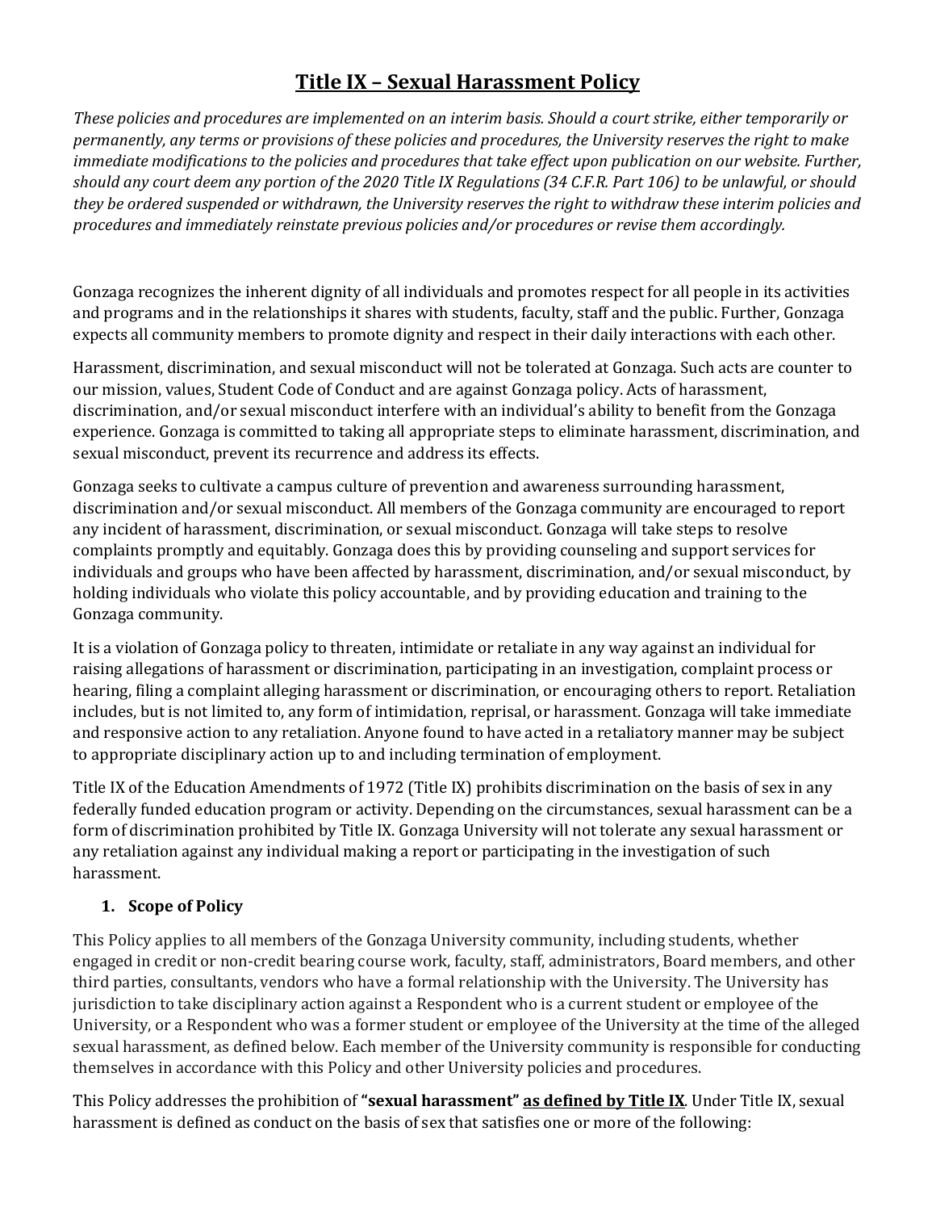# Title IX – Sexual Harassment Policy

*These policies and procedures are implemented on an interim basis. Should a court strike, either temporarily or permanently, any terms or provisions of these policies and procedures, the University reserves the right to make immediate modifications to the policies and procedures that take effect upon publication on our website. Further, should any court deem any portion of the 2020 Title IX Regulations (34 C.F.R. Part 106) to be unlawful, or should they be ordered suspended or withdrawn, the University reserves the right to withdraw these interim policies and procedures and immediately reinstate previous policies and/or procedures or revise them accordingly.*

Gonzaga recognizes the inherent dignity of all individuals and promotes respect for all people in its activities and programs and in the relationships it shares with students, faculty, staff and the public. Further, Gonzaga expects all community members to promote dignity and respect in their daily interactions with each other.

Harassment, discrimination, and sexual misconduct will not be tolerated at Gonzaga. Such acts are counter to our mission, values, Student Code of Conduct and are against Gonzaga policy. Acts of harassment, discrimination, and/or sexual misconduct interfere with an individual's ability to benefit from the Gonzaga experience. Gonzaga is committed to taking all appropriate steps to eliminate harassment, discrimination, and sexual misconduct, prevent its recurrence and address its effects.

Gonzaga seeks to cultivate a campus culture of prevention and awareness surrounding harassment, discrimination and/or sexual misconduct. All members of the Gonzaga community are encouraged to report any incident of harassment, discrimination, or sexual misconduct. Gonzaga will take steps to resolve complaints promptly and equitably. Gonzaga does this by providing counseling and support services for individuals and groups who have been affected by harassment, discrimination, and/or sexual misconduct, by holding individuals who violate this policy accountable, and by providing education and training to the Gonzaga community.

It is a violation of Gonzaga policy to threaten, intimidate or retaliate in any way against an individual for raising allegations of harassment or discrimination, participating in an investigation, complaint process or hearing, filing a complaint alleging harassment or discrimination, or encouraging others to report. Retaliation includes, but is not limited to, any form of intimidation, reprisal, or harassment. Gonzaga will take immediate and responsive action to any retaliation. Anyone found to have acted in a retaliatory manner may be subject to appropriate disciplinary action up to and including termination of employment.

Title IX of the Education Amendments of 1972 (Title IX) prohibits discrimination on the basis of sex in any federally funded education program or activity. Depending on the circumstances, sexual harassment can be a form of discrimination prohibited by Title IX. Gonzaga University will not tolerate any sexual harassment or any retaliation against any individual making a report or participating in the investigation of such harassment.

## 1. Scope of Policy

This Policy applies to all members of the Gonzaga University community, including students, whether engaged in credit or non-credit bearing course work, faculty, staff, administrators, Board members, and other third parties, consultants, vendors who have a formal relationship with the University. The University has jurisdiction to take disciplinary action against a Respondent who is a current student or employee of the University, or a Respondent who was a former student or employee of the University at the time of the alleged sexual harassment, as defined below. Each member of the University community is responsible for conducting themselves in accordance with this Policy and other University policies and procedures.

This Policy addresses the prohibition of **"sexual harassment" as defined by Title IX**. Under Title IX, sexual harassment is defined as conduct on the basis of sex that satisfies one or more of the following: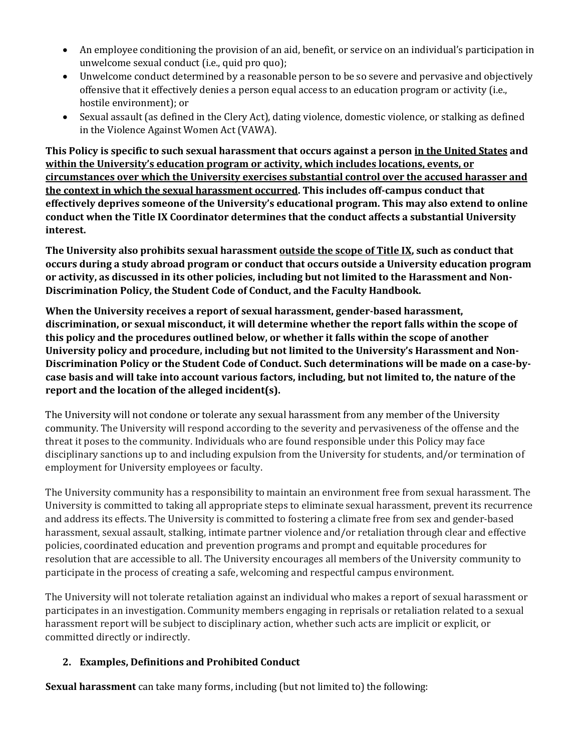- An employee conditioning the provision of an aid, benefit, or service on an individual's participation in unwelcome sexual conduct (i.e., quid pro quo);
- Unwelcome conduct determined by a reasonable person to be so severe and pervasive and objectively offensive that it effectively denies a person equal access to an education program or activity (i.e., hostile environment); or
- Sexual assault (as defined in the Clery Act), dating violence, domestic violence, or stalking as defined in the Violence Against Women Act (VAWA).

**This Policy is specific to such sexual harassment that occurs against a person <u>in the United States</u> and <u>within the University's education program or activity, which includes locations, events, or circumstances over which the University exercises substantial control over the accused harasser and the context in which the sexual harassment occurred</u>. This includes off-campus conduct that effectively deprives someone of the University's educational program. This may also extend to online conduct when the Title IX Coordinator determines that the conduct affects a substantial University interest.**

**The University also prohibits sexual harassment <u>outside the scope of Title IX</u>, such as conduct that occurs during a study abroad program or conduct that occurs outside a University education program or activity, as discussed in its other policies, including but not limited to the Harassment and Non-Discrimination Policy, the Student Code of Conduct, and the Faculty Handbook.**

**When the University receives a report of sexual harassment, gender-based harassment, discrimination, or sexual misconduct, it will determine whether the report falls within the scope of this policy and the procedures outlined below, or whether it falls within the scope of another University policy and procedure, including but not limited to the University's Harassment and Non-Discrimination Policy or the Student Code of Conduct. Such determinations will be made on a case-by-case basis and will take into account various factors, including, but not limited to, the nature of the report and the location of the alleged incident(s).**

The University will not condone or tolerate any sexual harassment from any member of the University community. The University will respond according to the severity and pervasiveness of the offense and the threat it poses to the community. Individuals who are found responsible under this Policy may face disciplinary sanctions up to and including expulsion from the University for students, and/or termination of employment for University employees or faculty.

The University community has a responsibility to maintain an environment free from sexual harassment. The University is committed to taking all appropriate steps to eliminate sexual harassment, prevent its recurrence and address its effects. The University is committed to fostering a climate free from sex and gender-based harassment, sexual assault, stalking, intimate partner violence and/or retaliation through clear and effective policies, coordinated education and prevention programs and prompt and equitable procedures for resolution that are accessible to all. The University encourages all members of the University community to participate in the process of creating a safe, welcoming and respectful campus environment.

The University will not tolerate retaliation against an individual who makes a report of sexual harassment or participates in an investigation. Community members engaging in reprisals or retaliation related to a sexual harassment report will be subject to disciplinary action, whether such acts are implicit or explicit, or committed directly or indirectly.

## 2. Examples, Definitions and Prohibited Conduct

**Sexual harassment** can take many forms, including (but not limited to) the following: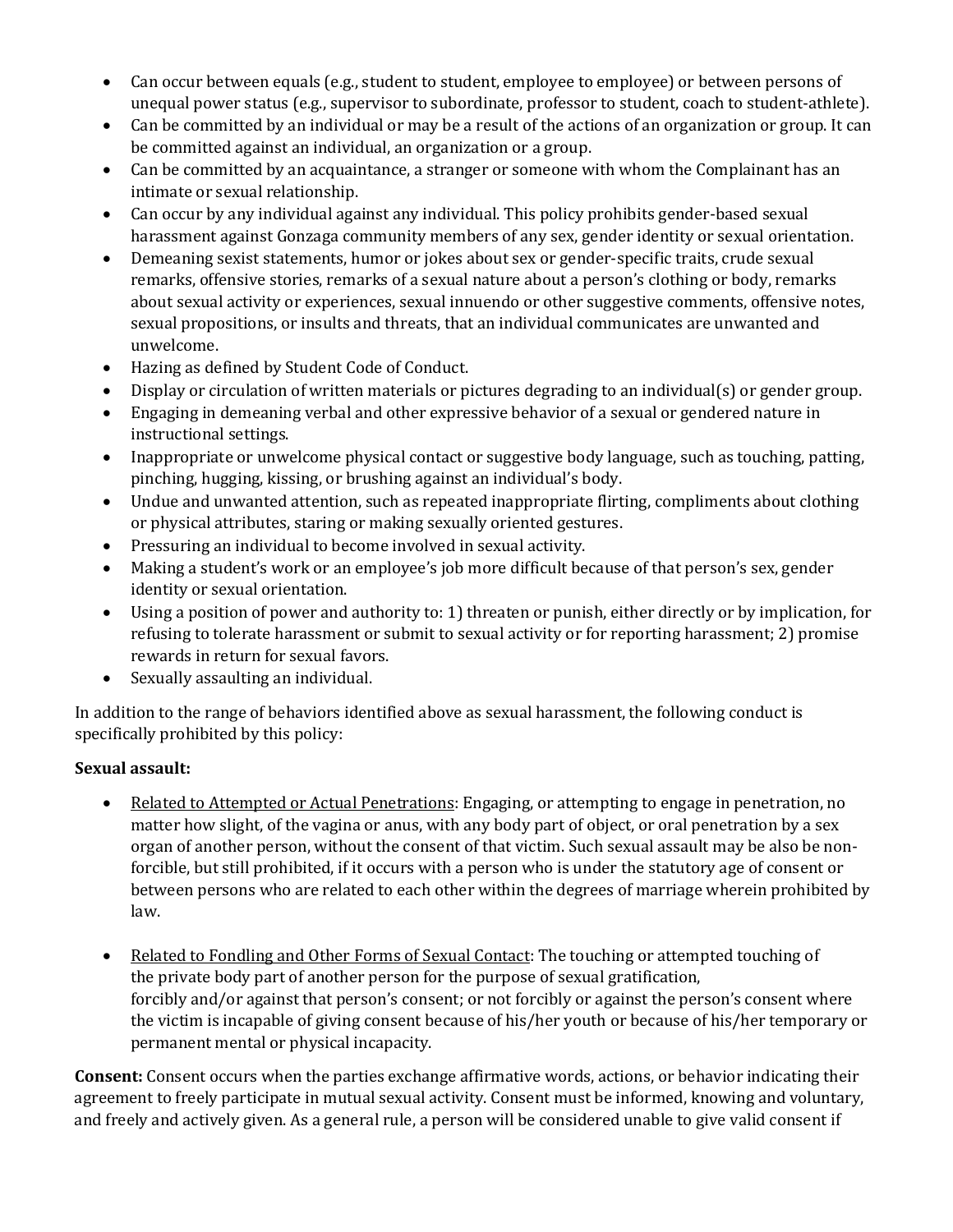- Can occur between equals (e.g., student to student, employee to employee) or between persons of unequal power status (e.g., supervisor to subordinate, professor to student, coach to student-athlete).
- Can be committed by an individual or may be a result of the actions of an organization or group. It can be committed against an individual, an organization or a group.
- Can be committed by an acquaintance, a stranger or someone with whom the Complainant has an intimate or sexual relationship.
- Can occur by any individual against any individual. This policy prohibits gender-based sexual harassment against Gonzaga community members of any sex, gender identity or sexual orientation.
- Demeaning sexist statements, humor or jokes about sex or gender-specific traits, crude sexual remarks, offensive stories, remarks of a sexual nature about a person's clothing or body, remarks about sexual activity or experiences, sexual innuendo or other suggestive comments, offensive notes, sexual propositions, or insults and threats, that an individual communicates are unwanted and unwelcome.
- Hazing as defined by Student Code of Conduct.
- Display or circulation of written materials or pictures degrading to an individual(s) or gender group.
- Engaging in demeaning verbal and other expressive behavior of a sexual or gendered nature in instructional settings.
- Inappropriate or unwelcome physical contact or suggestive body language, such as touching, patting, pinching, hugging, kissing, or brushing against an individual's body.
- Undue and unwanted attention, such as repeated inappropriate flirting, compliments about clothing or physical attributes, staring or making sexually oriented gestures.
- Pressuring an individual to become involved in sexual activity.
- Making a student's work or an employee's job more difficult because of that person's sex, gender identity or sexual orientation.
- Using a position of power and authority to: 1) threaten or punish, either directly or by implication, for refusing to tolerate harassment or submit to sexual activity or for reporting harassment; 2) promise rewards in return for sexual favors.
- Sexually assaulting an individual.

In addition to the range of behaviors identified above as sexual harassment, the following conduct is specifically prohibited by this policy:

**Sexual assault:**

- Related to Attempted or Actual Penetrations: Engaging, or attempting to engage in penetration, no matter how slight, of the vagina or anus, with any body part of object, or oral penetration by a sex organ of another person, without the consent of that victim. Such sexual assault may be also be non-forcible, but still prohibited, if it occurs with a person who is under the statutory age of consent or between persons who are related to each other within the degrees of marriage wherein prohibited by law.

- Related to Fondling and Other Forms of Sexual Contact: The touching or attempted touching of the private body part of another person for the purpose of sexual gratification, forcibly and/or against that person's consent; or not forcibly or against the person's consent where the victim is incapable of giving consent because of his/her youth or because of his/her temporary or permanent mental or physical incapacity.

**Consent:** Consent occurs when the parties exchange affirmative words, actions, or behavior indicating their agreement to freely participate in mutual sexual activity. Consent must be informed, knowing and voluntary, and freely and actively given. As a general rule, a person will be considered unable to give valid consent if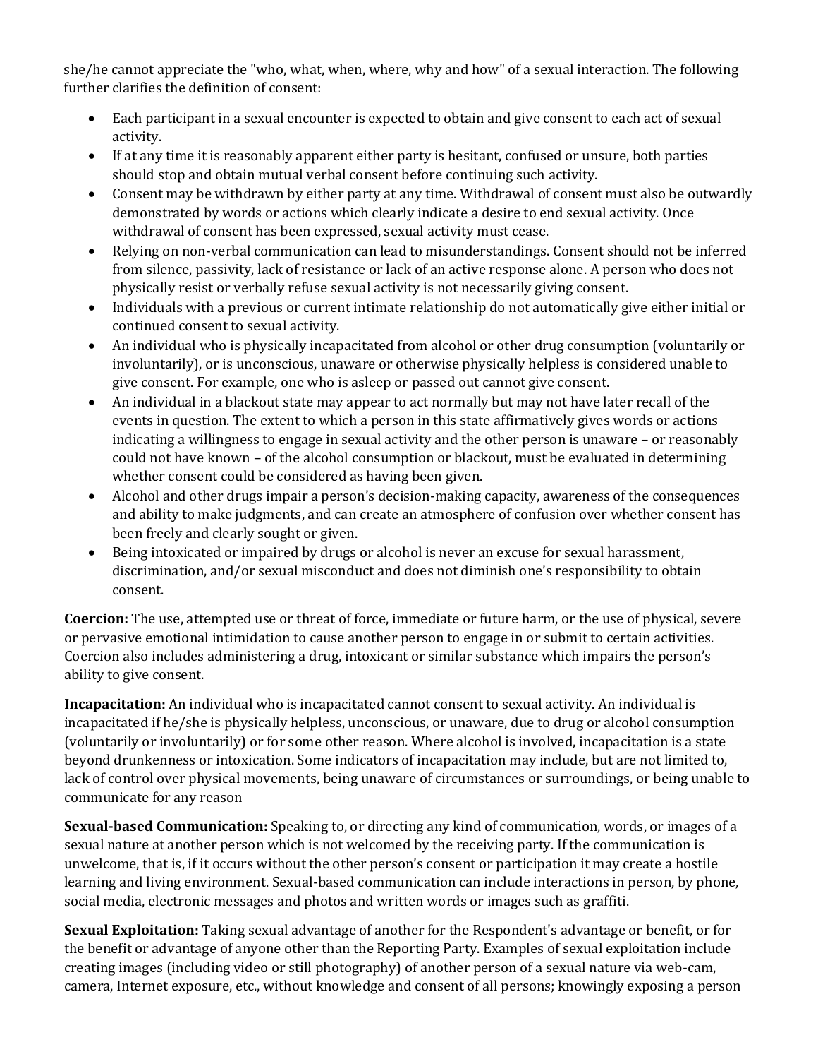she/he cannot appreciate the "who, what, when, where, why and how" of a sexual interaction. The following further clarifies the definition of consent:

- Each participant in a sexual encounter is expected to obtain and give consent to each act of sexual activity.
- If at any time it is reasonably apparent either party is hesitant, confused or unsure, both parties should stop and obtain mutual verbal consent before continuing such activity.
- Consent may be withdrawn by either party at any time. Withdrawal of consent must also be outwardly demonstrated by words or actions which clearly indicate a desire to end sexual activity. Once withdrawal of consent has been expressed, sexual activity must cease.
- Relying on non-verbal communication can lead to misunderstandings. Consent should not be inferred from silence, passivity, lack of resistance or lack of an active response alone. A person who does not physically resist or verbally refuse sexual activity is not necessarily giving consent.
- Individuals with a previous or current intimate relationship do not automatically give either initial or continued consent to sexual activity.
- An individual who is physically incapacitated from alcohol or other drug consumption (voluntarily or involuntarily), or is unconscious, unaware or otherwise physically helpless is considered unable to give consent. For example, one who is asleep or passed out cannot give consent.
- An individual in a blackout state may appear to act normally but may not have later recall of the events in question. The extent to which a person in this state affirmatively gives words or actions indicating a willingness to engage in sexual activity and the other person is unaware – or reasonably could not have known – of the alcohol consumption or blackout, must be evaluated in determining whether consent could be considered as having been given.
- Alcohol and other drugs impair a person's decision-making capacity, awareness of the consequences and ability to make judgments, and can create an atmosphere of confusion over whether consent has been freely and clearly sought or given.
- Being intoxicated or impaired by drugs or alcohol is never an excuse for sexual harassment, discrimination, and/or sexual misconduct and does not diminish one's responsibility to obtain consent.

**Coercion:** The use, attempted use or threat of force, immediate or future harm, or the use of physical, severe or pervasive emotional intimidation to cause another person to engage in or submit to certain activities. Coercion also includes administering a drug, intoxicant or similar substance which impairs the person's ability to give consent.

**Incapacitation:** An individual who is incapacitated cannot consent to sexual activity. An individual is incapacitated if he/she is physically helpless, unconscious, or unaware, due to drug or alcohol consumption (voluntarily or involuntarily) or for some other reason. Where alcohol is involved, incapacitation is a state beyond drunkenness or intoxication. Some indicators of incapacitation may include, but are not limited to, lack of control over physical movements, being unaware of circumstances or surroundings, or being unable to communicate for any reason

**Sexual-based Communication:** Speaking to, or directing any kind of communication, words, or images of a sexual nature at another person which is not welcomed by the receiving party. If the communication is unwelcome, that is, if it occurs without the other person's consent or participation it may create a hostile learning and living environment. Sexual-based communication can include interactions in person, by phone, social media, electronic messages and photos and written words or images such as graffiti.

**Sexual Exploitation:** Taking sexual advantage of another for the Respondent's advantage or benefit, or for the benefit or advantage of anyone other than the Reporting Party. Examples of sexual exploitation include creating images (including video or still photography) of another person of a sexual nature via web-cam, camera, Internet exposure, etc., without knowledge and consent of all persons; knowingly exposing a person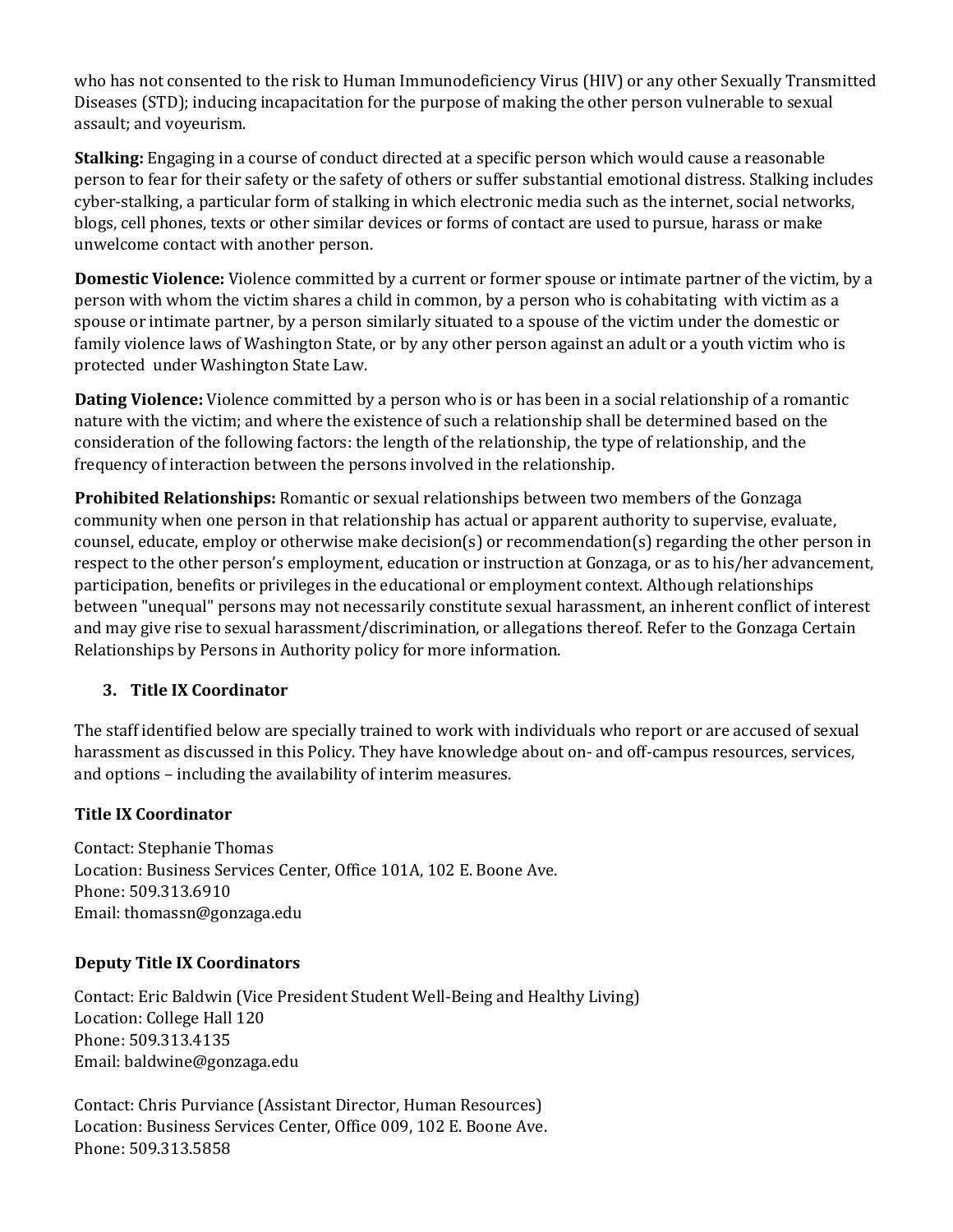who has not consented to the risk to Human Immunodeficiency Virus (HIV) or any other Sexually Transmitted Diseases (STD); inducing incapacitation for the purpose of making the other person vulnerable to sexual assault; and voyeurism.

**Stalking:** Engaging in a course of conduct directed at a specific person which would cause a reasonable person to fear for their safety or the safety of others or suffer substantial emotional distress. Stalking includes cyber-stalking, a particular form of stalking in which electronic media such as the internet, social networks, blogs, cell phones, texts or other similar devices or forms of contact are used to pursue, harass or make unwelcome contact with another person.

**Domestic Violence:** Violence committed by a current or former spouse or intimate partner of the victim, by a person with whom the victim shares a child in common, by a person who is cohabitating with victim as a spouse or intimate partner, by a person similarly situated to a spouse of the victim under the domestic or family violence laws of Washington State, or by any other person against an adult or a youth victim who is protected under Washington State Law.

**Dating Violence:** Violence committed by a person who is or has been in a social relationship of a romantic nature with the victim; and where the existence of such a relationship shall be determined based on the consideration of the following factors: the length of the relationship, the type of relationship, and the frequency of interaction between the persons involved in the relationship.

**Prohibited Relationships:** Romantic or sexual relationships between two members of the Gonzaga community when one person in that relationship has actual or apparent authority to supervise, evaluate, counsel, educate, employ or otherwise make decision(s) or recommendation(s) regarding the other person in respect to the other person's employment, education or instruction at Gonzaga, or as to his/her advancement, participation, benefits or privileges in the educational or employment context. Although relationships between "unequal" persons may not necessarily constitute sexual harassment, an inherent conflict of interest and may give rise to sexual harassment/discrimination, or allegations thereof. Refer to the Gonzaga Certain Relationships by Persons in Authority policy for more information.

## 3. Title IX Coordinator

The staff identified below are specially trained to work with individuals who report or are accused of sexual harassment as discussed in this Policy. They have knowledge about on- and off-campus resources, services, and options – including the availability of interim measures.

### Title IX Coordinator

Contact: Stephanie Thomas
Location: Business Services Center, Office 101A, 102 E. Boone Ave.
Phone: 509.313.6910
Email: thomassn@gonzaga.edu

### Deputy Title IX Coordinators

Contact: Eric Baldwin (Vice President Student Well-Being and Healthy Living)
Location: College Hall 120
Phone: 509.313.4135
Email: baldwine@gonzaga.edu

Contact: Chris Purviance (Assistant Director, Human Resources)
Location: Business Services Center, Office 009, 102 E. Boone Ave.
Phone: 509.313.5858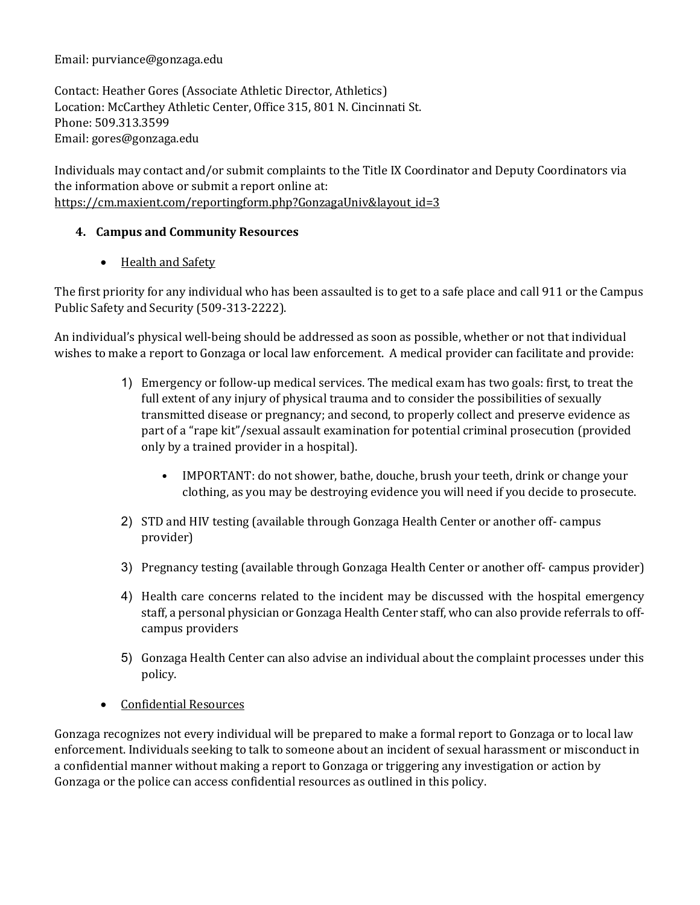Email: purviance@gonzaga.edu

Contact: Heather Gores (Associate Athletic Director, Athletics)
Location: McCarthey Athletic Center, Office 315, 801 N. Cincinnati St.
Phone: 509.313.3599
Email: gores@gonzaga.edu

Individuals may contact and/or submit complaints to the Title IX Coordinator and Deputy Coordinators via the information above or submit a report online at: https://cm.maxient.com/reportingform.php?GonzagaUniv&layout_id=3

4. **Campus and Community Resources**

- Health and Safety

The first priority for any individual who has been assaulted is to get to a safe place and call 911 or the Campus Public Safety and Security (509-313-2222).

An individual's physical well-being should be addressed as soon as possible, whether or not that individual wishes to make a report to Gonzaga or local law enforcement. A medical provider can facilitate and provide:

1) Emergency or follow-up medical services. The medical exam has two goals: first, to treat the full extent of any injury of physical trauma and to consider the possibilities of sexually transmitted disease or pregnancy; and second, to properly collect and preserve evidence as part of a "rape kit"/sexual assault examination for potential criminal prosecution (provided only by a trained provider in a hospital).
   - IMPORTANT: do not shower, bathe, douche, brush your teeth, drink or change your clothing, as you may be destroying evidence you will need if you decide to prosecute.
2) STD and HIV testing (available through Gonzaga Health Center or another off- campus provider)
3) Pregnancy testing (available through Gonzaga Health Center or another off- campus provider)
4) Health care concerns related to the incident may be discussed with the hospital emergency staff, a personal physician or Gonzaga Health Center staff, who can also provide referrals to off-campus providers
5) Gonzaga Health Center can also advise an individual about the complaint processes under this policy.

- Confidential Resources

Gonzaga recognizes not every individual will be prepared to make a formal report to Gonzaga or to local law enforcement. Individuals seeking to talk to someone about an incident of sexual harassment or misconduct in a confidential manner without making a report to Gonzaga or triggering any investigation or action by Gonzaga or the police can access confidential resources as outlined in this policy.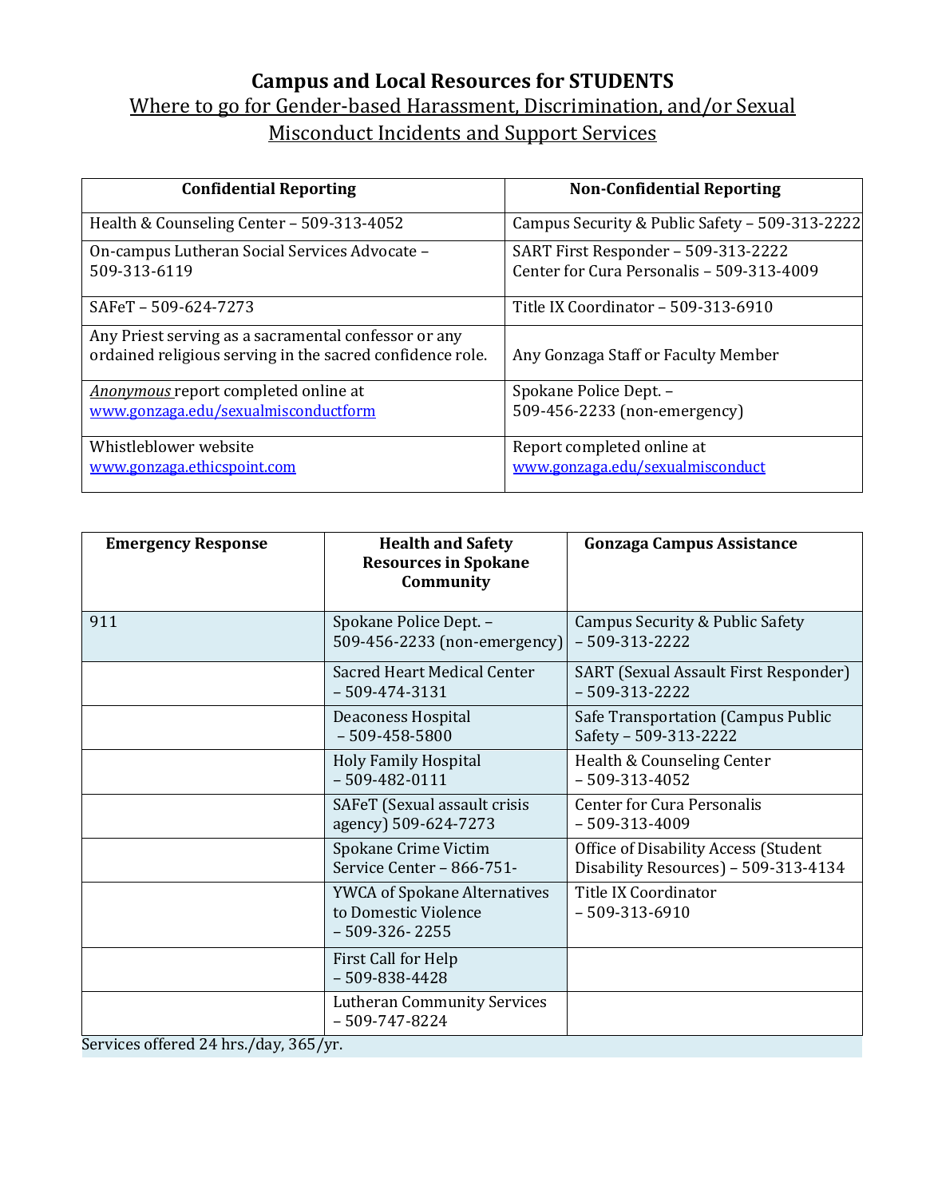# Campus and Local Resources for STUDENTS

## Where to go for Gender-based Harassment, Discrimination, and/or Sexual Misconduct Incidents and Support Services

| Confidential Reporting | Non-Confidential Reporting |
|---|---|
| Health & Counseling Center – 509-313-4052 | Campus Security & Public Safety – 509-313-2222 |
| On-campus Lutheran Social Services Advocate – 509-313-6119 | SART First Responder – 509-313-2222<br>Center for Cura Personalis – 509-313-4009 |
| SAFeT – 509-624-7273 | Title IX Coordinator – 509-313-6910 |
| Any Priest serving as a sacramental confessor or any ordained religious serving in the sacred confidence role. | Any Gonzaga Staff or Faculty Member |
| *Anonymous* report completed online at www.gonzaga.edu/sexualmisconductform | Spokane Police Dept. – 509-456-2233 (non-emergency) |
| Whistleblower website www.gonzaga.ethicspoint.com | Report completed online at www.gonzaga.edu/sexualmisconduct |

| Emergency Response | Health and Safety Resources in Spokane Community | Gonzaga Campus Assistance |
|---|---|---|
| 911 | Spokane Police Dept. – 509-456-2233 (non-emergency) | Campus Security & Public Safety – 509-313-2222 |
| | Sacred Heart Medical Center – 509-474-3131 | SART (Sexual Assault First Responder) – 509-313-2222 |
| | Deaconess Hospital – 509-458-5800 | Safe Transportation (Campus Public Safety – 509-313-2222 |
| | Holy Family Hospital – 509-482-0111 | Health & Counseling Center – 509-313-4052 |
| | SAFeT (Sexual assault crisis agency) 509-624-7273 | Center for Cura Personalis – 509-313-4009 |
| | Spokane Crime Victim Service Center – 866-751- | Office of Disability Access (Student Disability Resources) – 509-313-4134 |
| | YWCA of Spokane Alternatives to Domestic Violence – 509-326- 2255 | Title IX Coordinator – 509-313-6910 |
| | First Call for Help – 509-838-4428 | |
| | Lutheran Community Services – 509-747-8224 | |

Services offered 24 hrs./day, 365/yr.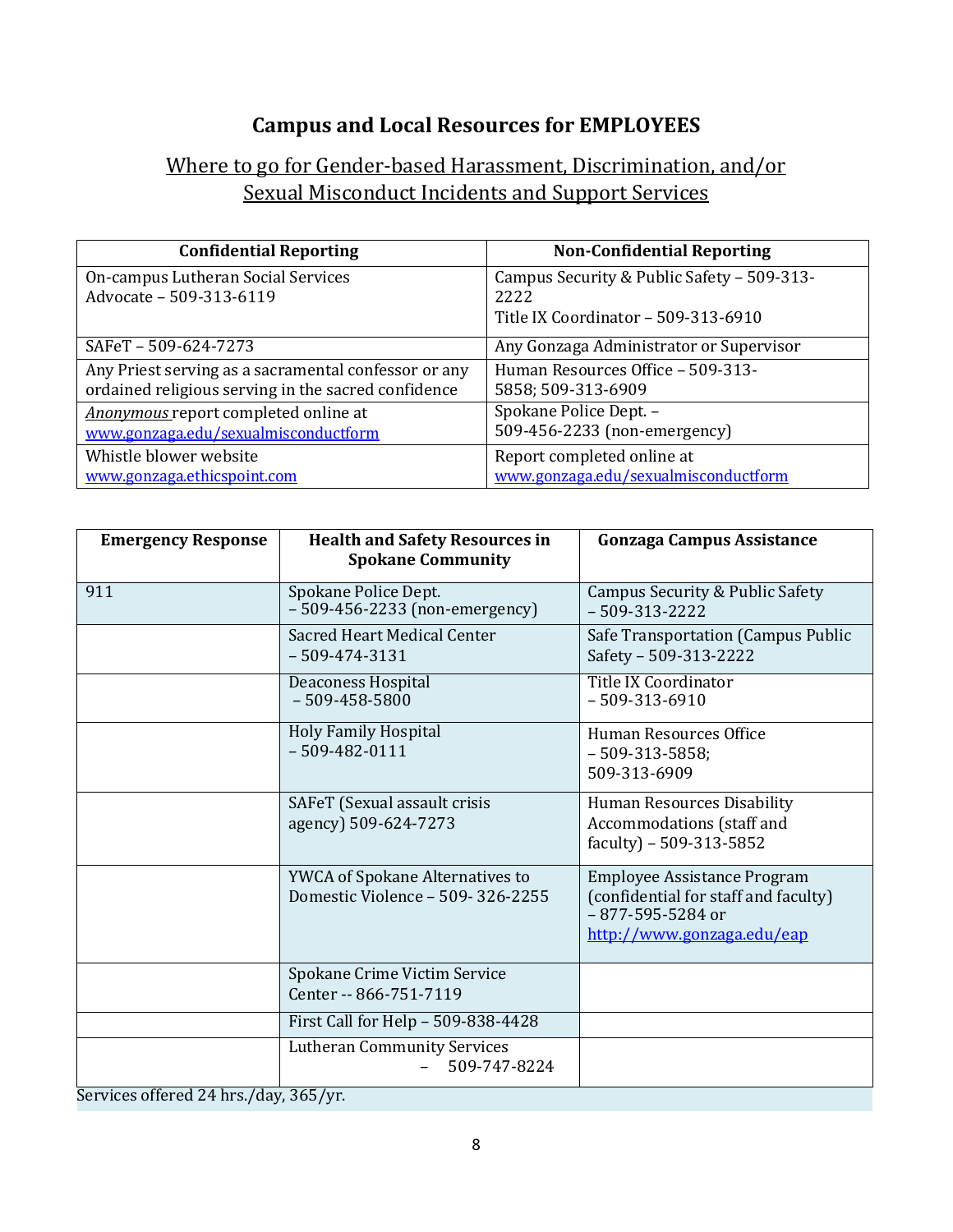# Campus and Local Resources for EMPLOYEES

## Where to go for Gender-based Harassment, Discrimination, and/or Sexual Misconduct Incidents and Support Services

| Confidential Reporting | Non-Confidential Reporting |
|---|---|
| On-campus Lutheran Social Services Advocate – 509-313-6119 | Campus Security & Public Safety – 509-313-2222<br>Title IX Coordinator – 509-313-6910 |
| SAFeT – 509-624-7273 | Any Gonzaga Administrator or Supervisor |
| Any Priest serving as a sacramental confessor or any ordained religious serving in the sacred confidence | Human Resources Office – 509-313-5858; 509-313-6909 |
| *Anonymous* report completed online at www.gonzaga.edu/sexualmisconductform | Spokane Police Dept. – 509-456-2233 (non-emergency) |
| Whistle blower website www.gonzaga.ethicspoint.com | Report completed online at www.gonzaga.edu/sexualmisconductform |

| Emergency Response | Health and Safety Resources in Spokane Community | Gonzaga Campus Assistance |
|---|---|---|
| 911 | Spokane Police Dept. – 509-456-2233 (non-emergency) | Campus Security & Public Safety – 509-313-2222 |
| | Sacred Heart Medical Center – 509-474-3131 | Safe Transportation (Campus Public Safety – 509-313-2222 |
| | Deaconess Hospital – 509-458-5800 | Title IX Coordinator – 509-313-6910 |
| | Holy Family Hospital – 509-482-0111 | Human Resources Office – 509-313-5858; 509-313-6909 |
| | SAFeT (Sexual assault crisis agency) 509-624-7273 | Human Resources Disability Accommodations (staff and faculty) – 509-313-5852 |
| | YWCA of Spokane Alternatives to Domestic Violence – 509- 326-2255 | Employee Assistance Program (confidential for staff and faculty) – 877-595-5284 or http://www.gonzaga.edu/eap |
| | Spokane Crime Victim Service Center -- 866-751-7119 | |
| | First Call for Help – 509-838-4428 | |
| | Lutheran Community Services – 509-747-8224 | |

Services offered 24 hrs./day, 365/yr.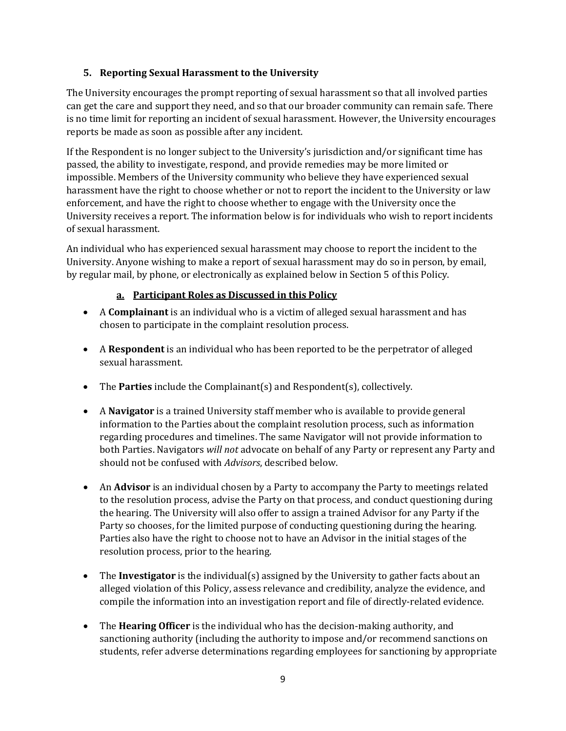### 5. Reporting Sexual Harassment to the University

The University encourages the prompt reporting of sexual harassment so that all involved parties can get the care and support they need, and so that our broader community can remain safe. There is no time limit for reporting an incident of sexual harassment. However, the University encourages reports be made as soon as possible after any incident.

If the Respondent is no longer subject to the University's jurisdiction and/or significant time has passed, the ability to investigate, respond, and provide remedies may be more limited or impossible. Members of the University community who believe they have experienced sexual harassment have the right to choose whether or not to report the incident to the University or law enforcement, and have the right to choose whether to engage with the University once the University receives a report. The information below is for individuals who wish to report incidents of sexual harassment.

An individual who has experienced sexual harassment may choose to report the incident to the University. Anyone wishing to make a report of sexual harassment may do so in person, by email, by regular mail, by phone, or electronically as explained below in Section 5 of this Policy.

#### a. Participant Roles as Discussed in this Policy

- A **Complainant** is an individual who is a victim of alleged sexual harassment and has chosen to participate in the complaint resolution process.

- A **Respondent** is an individual who has been reported to be the perpetrator of alleged sexual harassment.

- The **Parties** include the Complainant(s) and Respondent(s), collectively.

- A **Navigator** is a trained University staff member who is available to provide general information to the Parties about the complaint resolution process, such as information regarding procedures and timelines. The same Navigator will not provide information to both Parties. Navigators *will not* advocate on behalf of any Party or represent any Party and should not be confused with *Advisors*, described below.

- An **Advisor** is an individual chosen by a Party to accompany the Party to meetings related to the resolution process, advise the Party on that process, and conduct questioning during the hearing. The University will also offer to assign a trained Advisor for any Party if the Party so chooses, for the limited purpose of conducting questioning during the hearing. Parties also have the right to choose not to have an Advisor in the initial stages of the resolution process, prior to the hearing.

- The **Investigator** is the individual(s) assigned by the University to gather facts about an alleged violation of this Policy, assess relevance and credibility, analyze the evidence, and compile the information into an investigation report and file of directly-related evidence.

- The **Hearing Officer** is the individual who has the decision-making authority, and sanctioning authority (including the authority to impose and/or recommend sanctions on students, refer adverse determinations regarding employees for sanctioning by appropriate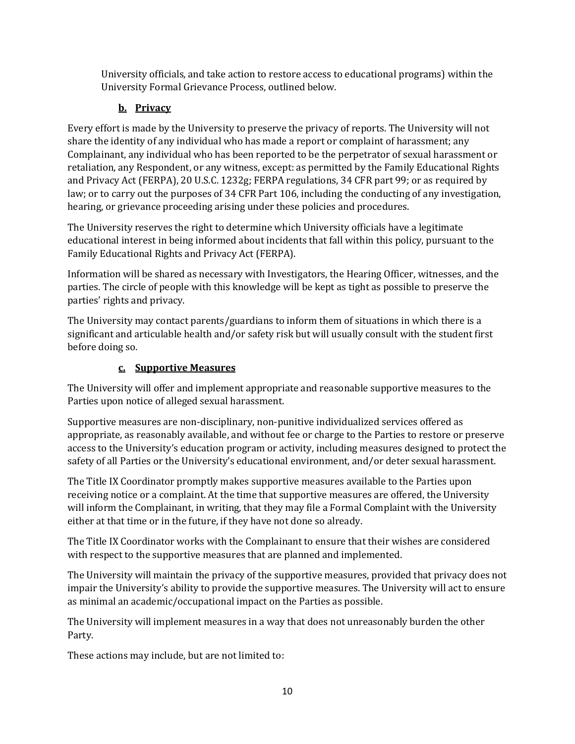University officials, and take action to restore access to educational programs) within the University Formal Grievance Process, outlined below.

### b. Privacy

Every effort is made by the University to preserve the privacy of reports. The University will not share the identity of any individual who has made a report or complaint of harassment; any Complainant, any individual who has been reported to be the perpetrator of sexual harassment or retaliation, any Respondent, or any witness, except: as permitted by the Family Educational Rights and Privacy Act (FERPA), 20 U.S.C. 1232g; FERPA regulations, 34 CFR part 99; or as required by law; or to carry out the purposes of 34 CFR Part 106, including the conducting of any investigation, hearing, or grievance proceeding arising under these policies and procedures.

The University reserves the right to determine which University officials have a legitimate educational interest in being informed about incidents that fall within this policy, pursuant to the Family Educational Rights and Privacy Act (FERPA).

Information will be shared as necessary with Investigators, the Hearing Officer, witnesses, and the parties. The circle of people with this knowledge will be kept as tight as possible to preserve the parties' rights and privacy.

The University may contact parents/guardians to inform them of situations in which there is a significant and articulable health and/or safety risk but will usually consult with the student first before doing so.

### c. Supportive Measures

The University will offer and implement appropriate and reasonable supportive measures to the Parties upon notice of alleged sexual harassment.

Supportive measures are non-disciplinary, non-punitive individualized services offered as appropriate, as reasonably available, and without fee or charge to the Parties to restore or preserve access to the University's education program or activity, including measures designed to protect the safety of all Parties or the University's educational environment, and/or deter sexual harassment.

The Title IX Coordinator promptly makes supportive measures available to the Parties upon receiving notice or a complaint. At the time that supportive measures are offered, the University will inform the Complainant, in writing, that they may file a Formal Complaint with the University either at that time or in the future, if they have not done so already.

The Title IX Coordinator works with the Complainant to ensure that their wishes are considered with respect to the supportive measures that are planned and implemented.

The University will maintain the privacy of the supportive measures, provided that privacy does not impair the University's ability to provide the supportive measures. The University will act to ensure as minimal an academic/occupational impact on the Parties as possible.

The University will implement measures in a way that does not unreasonably burden the other Party.

These actions may include, but are not limited to: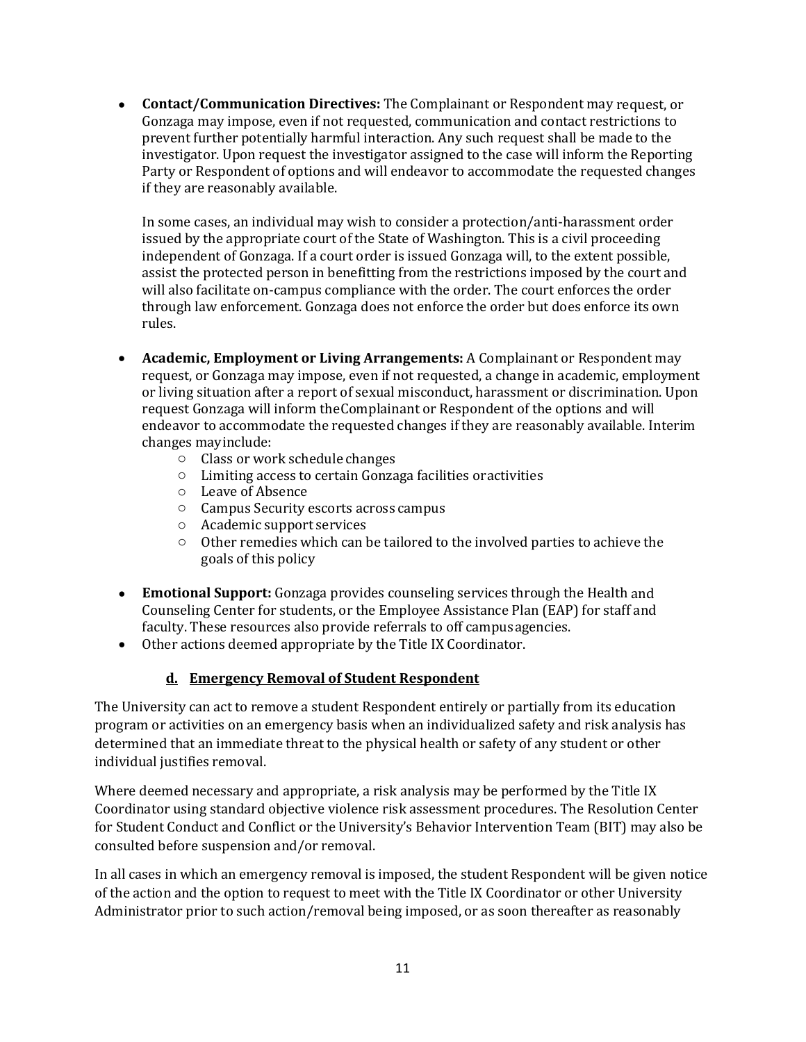- **Contact/Communication Directives:** The Complainant or Respondent may request, or Gonzaga may impose, even if not requested, communication and contact restrictions to prevent further potentially harmful interaction. Any such request shall be made to the investigator. Upon request the investigator assigned to the case will inform the Reporting Party or Respondent of options and will endeavor to accommodate the requested changes if they are reasonably available.

  In some cases, an individual may wish to consider a protection/anti-harassment order issued by the appropriate court of the State of Washington. This is a civil proceeding independent of Gonzaga. If a court order is issued Gonzaga will, to the extent possible, assist the protected person in benefitting from the restrictions imposed by the court and will also facilitate on-campus compliance with the order. The court enforces the order through law enforcement. Gonzaga does not enforce the order but does enforce its own rules.

- **Academic, Employment or Living Arrangements:** A Complainant or Respondent may request, or Gonzaga may impose, even if not requested, a change in academic, employment or living situation after a report of sexual misconduct, harassment or discrimination. Upon request Gonzaga will inform theComplainant or Respondent of the options and will endeavor to accommodate the requested changes if they are reasonably available. Interim changes mayinclude:
  - Class or work schedule changes
  - Limiting access to certain Gonzaga facilities oractivities
  - Leave of Absence
  - Campus Security escorts across campus
  - Academic support services
  - Other remedies which can be tailored to the involved parties to achieve the goals of this policy
- **Emotional Support:** Gonzaga provides counseling services through the Health and Counseling Center for students, or the Employee Assistance Plan (EAP) for staff and faculty. These resources also provide referrals to off campusagencies.
- Other actions deemed appropriate by the Title IX Coordinator.

### d. Emergency Removal of Student Respondent

The University can act to remove a student Respondent entirely or partially from its education program or activities on an emergency basis when an individualized safety and risk analysis has determined that an immediate threat to the physical health or safety of any student or other individual justifies removal.

Where deemed necessary and appropriate, a risk analysis may be performed by the Title IX Coordinator using standard objective violence risk assessment procedures. The Resolution Center for Student Conduct and Conflict or the University's Behavior Intervention Team (BIT) may also be consulted before suspension and/or removal.

In all cases in which an emergency removal is imposed, the student Respondent will be given notice of the action and the option to request to meet with the Title IX Coordinator or other University Administrator prior to such action/removal being imposed, or as soon thereafter as reasonably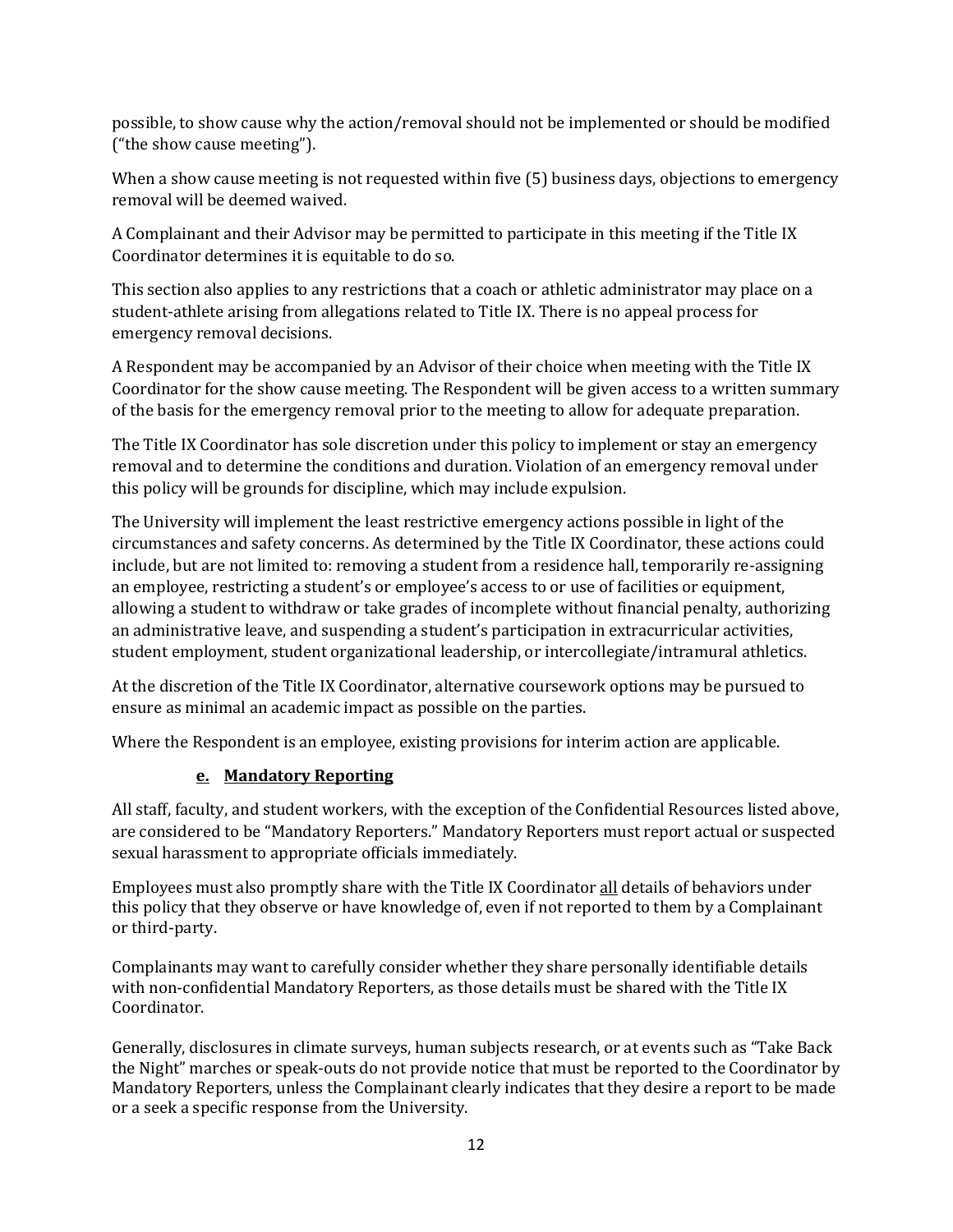possible, to show cause why the action/removal should not be implemented or should be modified ("the show cause meeting").

When a show cause meeting is not requested within five (5) business days, objections to emergency removal will be deemed waived.

A Complainant and their Advisor may be permitted to participate in this meeting if the Title IX Coordinator determines it is equitable to do so.

This section also applies to any restrictions that a coach or athletic administrator may place on a student-athlete arising from allegations related to Title IX. There is no appeal process for emergency removal decisions.

A Respondent may be accompanied by an Advisor of their choice when meeting with the Title IX Coordinator for the show cause meeting. The Respondent will be given access to a written summary of the basis for the emergency removal prior to the meeting to allow for adequate preparation.

The Title IX Coordinator has sole discretion under this policy to implement or stay an emergency removal and to determine the conditions and duration. Violation of an emergency removal under this policy will be grounds for discipline, which may include expulsion.

The University will implement the least restrictive emergency actions possible in light of the circumstances and safety concerns. As determined by the Title IX Coordinator, these actions could include, but are not limited to: removing a student from a residence hall, temporarily re-assigning an employee, restricting a student's or employee's access to or use of facilities or equipment, allowing a student to withdraw or take grades of incomplete without financial penalty, authorizing an administrative leave, and suspending a student's participation in extracurricular activities, student employment, student organizational leadership, or intercollegiate/intramural athletics.

At the discretion of the Title IX Coordinator, alternative coursework options may be pursued to ensure as minimal an academic impact as possible on the parties.

Where the Respondent is an employee, existing provisions for interim action are applicable.

### e. Mandatory Reporting

All staff, faculty, and student workers, with the exception of the Confidential Resources listed above, are considered to be "Mandatory Reporters." Mandatory Reporters must report actual or suspected sexual harassment to appropriate officials immediately.

Employees must also promptly share with the Title IX Coordinator all details of behaviors under this policy that they observe or have knowledge of, even if not reported to them by a Complainant or third-party.

Complainants may want to carefully consider whether they share personally identifiable details with non-confidential Mandatory Reporters, as those details must be shared with the Title IX Coordinator.

Generally, disclosures in climate surveys, human subjects research, or at events such as "Take Back the Night" marches or speak-outs do not provide notice that must be reported to the Coordinator by Mandatory Reporters, unless the Complainant clearly indicates that they desire a report to be made or a seek a specific response from the University.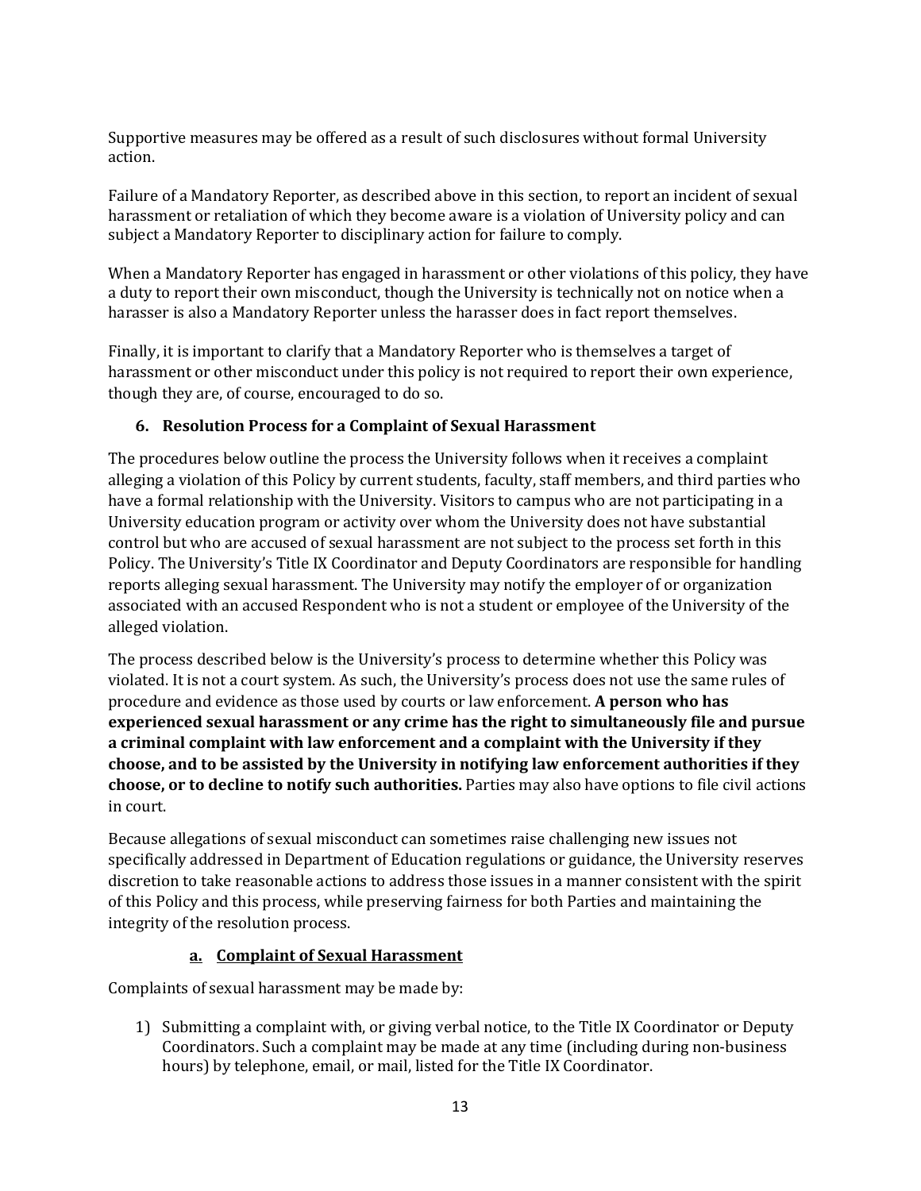Supportive measures may be offered as a result of such disclosures without formal University action.

Failure of a Mandatory Reporter, as described above in this section, to report an incident of sexual harassment or retaliation of which they become aware is a violation of University policy and can subject a Mandatory Reporter to disciplinary action for failure to comply.

When a Mandatory Reporter has engaged in harassment or other violations of this policy, they have a duty to report their own misconduct, though the University is technically not on notice when a harasser is also a Mandatory Reporter unless the harasser does in fact report themselves.

Finally, it is important to clarify that a Mandatory Reporter who is themselves a target of harassment or other misconduct under this policy is not required to report their own experience, though they are, of course, encouraged to do so.

### 6. Resolution Process for a Complaint of Sexual Harassment

The procedures below outline the process the University follows when it receives a complaint alleging a violation of this Policy by current students, faculty, staff members, and third parties who have a formal relationship with the University. Visitors to campus who are not participating in a University education program or activity over whom the University does not have substantial control but who are accused of sexual harassment are not subject to the process set forth in this Policy. The University's Title IX Coordinator and Deputy Coordinators are responsible for handling reports alleging sexual harassment. The University may notify the employer of or organization associated with an accused Respondent who is not a student or employee of the University of the alleged violation.

The process described below is the University's process to determine whether this Policy was violated. It is not a court system. As such, the University's process does not use the same rules of procedure and evidence as those used by courts or law enforcement. **A person who has experienced sexual harassment or any crime has the right to simultaneously file and pursue a criminal complaint with law enforcement and a complaint with the University if they choose, and to be assisted by the University in notifying law enforcement authorities if they choose, or to decline to notify such authorities.** Parties may also have options to file civil actions in court.

Because allegations of sexual misconduct can sometimes raise challenging new issues not specifically addressed in Department of Education regulations or guidance, the University reserves discretion to take reasonable actions to address those issues in a manner consistent with the spirit of this Policy and this process, while preserving fairness for both Parties and maintaining the integrity of the resolution process.

#### a. Complaint of Sexual Harassment

Complaints of sexual harassment may be made by:

1) Submitting a complaint with, or giving verbal notice, to the Title IX Coordinator or Deputy Coordinators. Such a complaint may be made at any time (including during non-business hours) by telephone, email, or mail, listed for the Title IX Coordinator.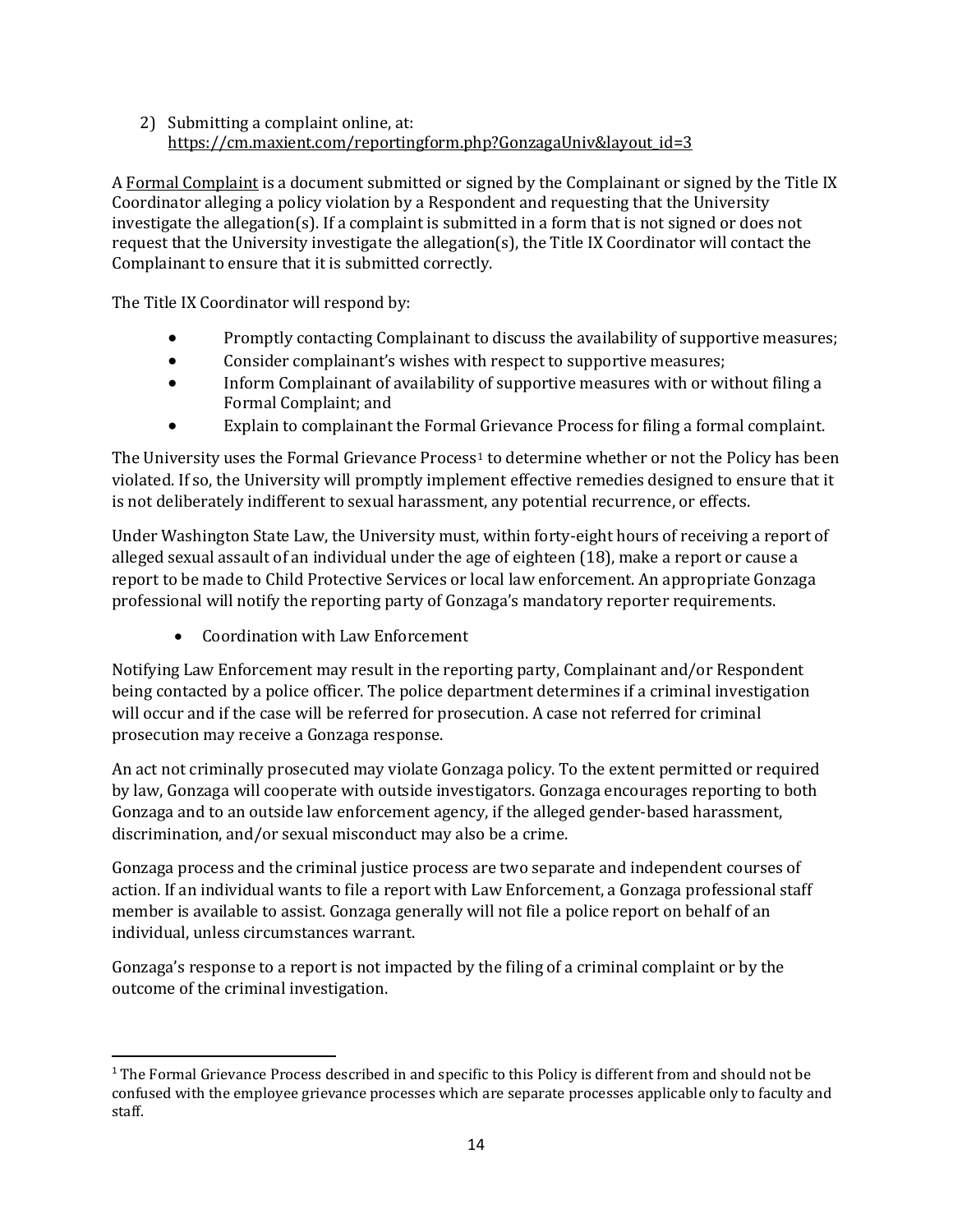2) Submitting a complaint online, at: https://cm.maxient.com/reportingform.php?GonzagaUniv&layout_id=3

A Formal Complaint is a document submitted or signed by the Complainant or signed by the Title IX Coordinator alleging a policy violation by a Respondent and requesting that the University investigate the allegation(s). If a complaint is submitted in a form that is not signed or does not request that the University investigate the allegation(s), the Title IX Coordinator will contact the Complainant to ensure that it is submitted correctly.

The Title IX Coordinator will respond by:

- Promptly contacting Complainant to discuss the availability of supportive measures;
- Consider complainant's wishes with respect to supportive measures;
- Inform Complainant of availability of supportive measures with or without filing a Formal Complaint; and
- Explain to complainant the Formal Grievance Process for filing a formal complaint.

The University uses the Formal Grievance Process[1] to determine whether or not the Policy has been violated. If so, the University will promptly implement effective remedies designed to ensure that it is not deliberately indifferent to sexual harassment, any potential recurrence, or effects.

Under Washington State Law, the University must, within forty-eight hours of receiving a report of alleged sexual assault of an individual under the age of eighteen (18), make a report or cause a report to be made to Child Protective Services or local law enforcement. An appropriate Gonzaga professional will notify the reporting party of Gonzaga's mandatory reporter requirements.

- Coordination with Law Enforcement

Notifying Law Enforcement may result in the reporting party, Complainant and/or Respondent being contacted by a police officer. The police department determines if a criminal investigation will occur and if the case will be referred for prosecution. A case not referred for criminal prosecution may receive a Gonzaga response.

An act not criminally prosecuted may violate Gonzaga policy. To the extent permitted or required by law, Gonzaga will cooperate with outside investigators. Gonzaga encourages reporting to both Gonzaga and to an outside law enforcement agency, if the alleged gender-based harassment, discrimination, and/or sexual misconduct may also be a crime.

Gonzaga process and the criminal justice process are two separate and independent courses of action. If an individual wants to file a report with Law Enforcement, a Gonzaga professional staff member is available to assist. Gonzaga generally will not file a police report on behalf of an individual, unless circumstances warrant.

Gonzaga's response to a report is not impacted by the filing of a criminal complaint or by the outcome of the criminal investigation.

---

[1] The Formal Grievance Process described in and specific to this Policy is different from and should not be confused with the employee grievance processes which are separate processes applicable only to faculty and staff.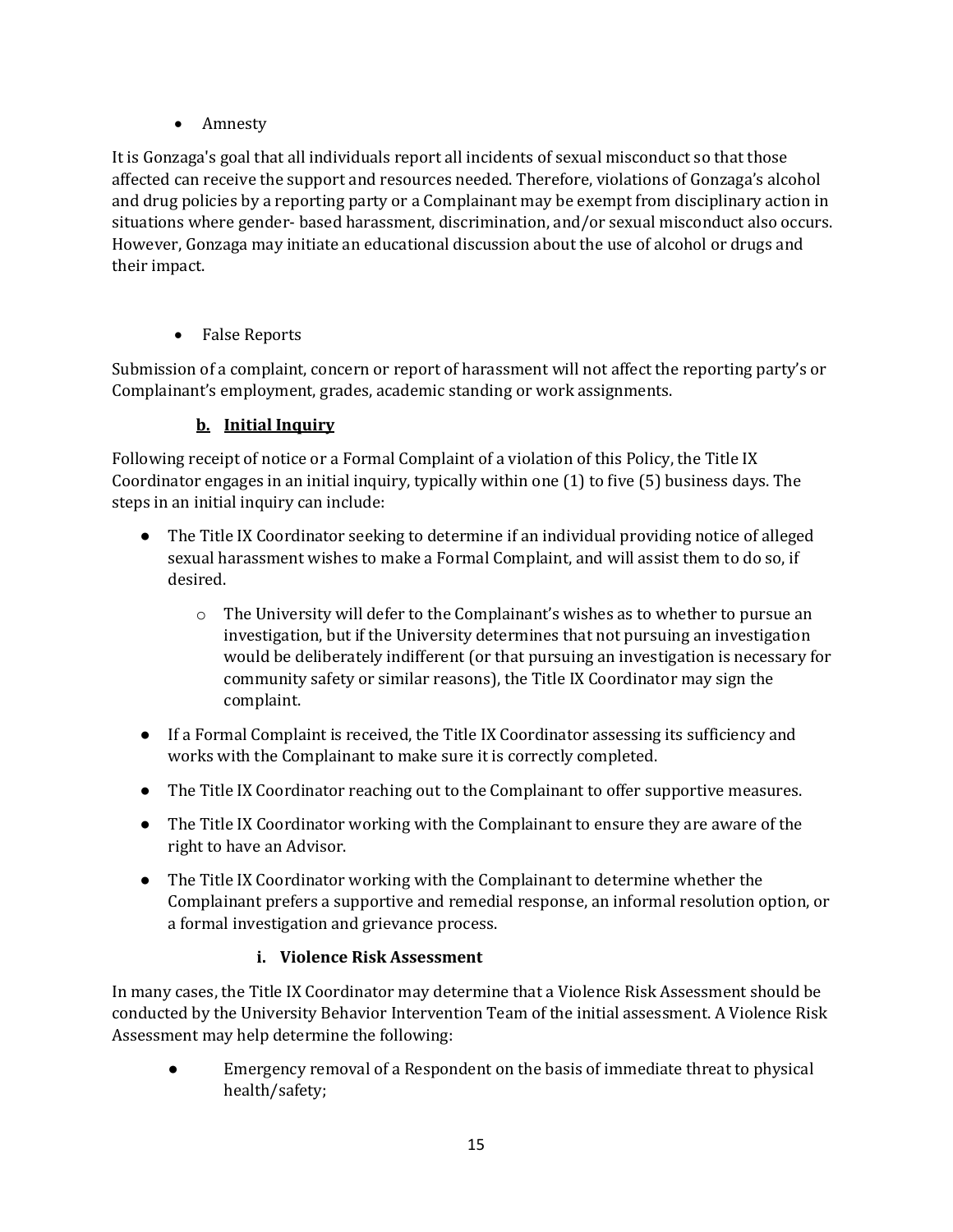- Amnesty

It is Gonzaga's goal that all individuals report all incidents of sexual misconduct so that those affected can receive the support and resources needed. Therefore, violations of Gonzaga's alcohol and drug policies by a reporting party or a Complainant may be exempt from disciplinary action in situations where gender- based harassment, discrimination, and/or sexual misconduct also occurs. However, Gonzaga may initiate an educational discussion about the use of alcohol or drugs and their impact.

- False Reports

Submission of a complaint, concern or report of harassment will not affect the reporting party's or Complainant's employment, grades, academic standing or work assignments.

#### b. Initial Inquiry

Following receipt of notice or a Formal Complaint of a violation of this Policy, the Title IX Coordinator engages in an initial inquiry, typically within one (1) to five (5) business days. The steps in an initial inquiry can include:

- The Title IX Coordinator seeking to determine if an individual providing notice of alleged sexual harassment wishes to make a Formal Complaint, and will assist them to do so, if desired.
  - The University will defer to the Complainant's wishes as to whether to pursue an investigation, but if the University determines that not pursuing an investigation would be deliberately indifferent (or that pursuing an investigation is necessary for community safety or similar reasons), the Title IX Coordinator may sign the complaint.
- If a Formal Complaint is received, the Title IX Coordinator assessing its sufficiency and works with the Complainant to make sure it is correctly completed.
- The Title IX Coordinator reaching out to the Complainant to offer supportive measures.
- The Title IX Coordinator working with the Complainant to ensure they are aware of the right to have an Advisor.
- The Title IX Coordinator working with the Complainant to determine whether the Complainant prefers a supportive and remedial response, an informal resolution option, or a formal investigation and grievance process.

##### i. Violence Risk Assessment

In many cases, the Title IX Coordinator may determine that a Violence Risk Assessment should be conducted by the University Behavior Intervention Team of the initial assessment. A Violence Risk Assessment may help determine the following:

- Emergency removal of a Respondent on the basis of immediate threat to physical health/safety;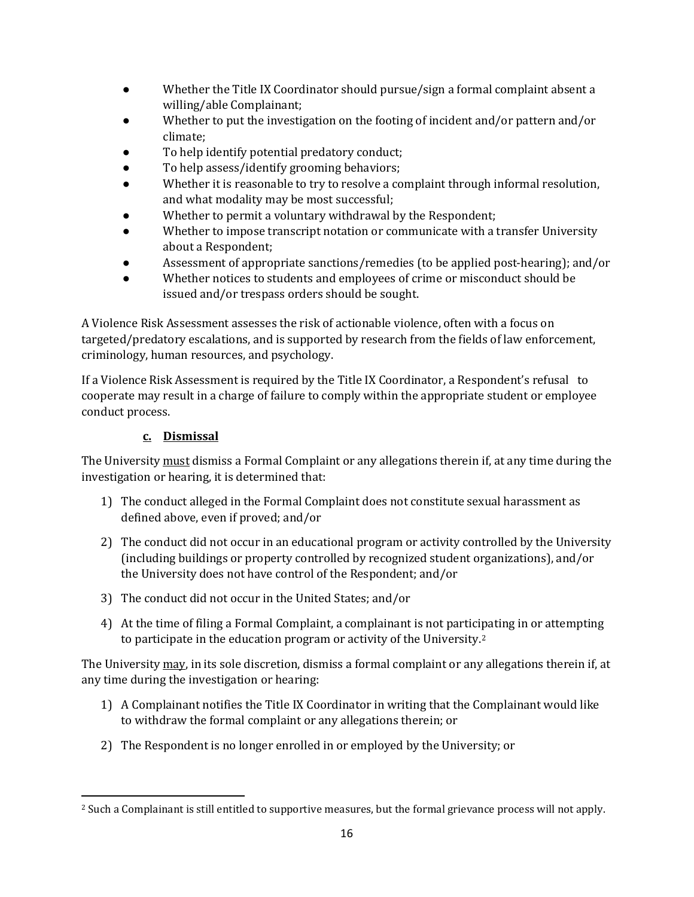- Whether the Title IX Coordinator should pursue/sign a formal complaint absent a willing/able Complainant;
- Whether to put the investigation on the footing of incident and/or pattern and/or climate;
- To help identify potential predatory conduct;
- To help assess/identify grooming behaviors;
- Whether it is reasonable to try to resolve a complaint through informal resolution, and what modality may be most successful;
- Whether to permit a voluntary withdrawal by the Respondent;
- Whether to impose transcript notation or communicate with a transfer University about a Respondent;
- Assessment of appropriate sanctions/remedies (to be applied post-hearing); and/or
- Whether notices to students and employees of crime or misconduct should be issued and/or trespass orders should be sought.

A Violence Risk Assessment assesses the risk of actionable violence, often with a focus on targeted/predatory escalations, and is supported by research from the fields of law enforcement, criminology, human resources, and psychology.

If a Violence Risk Assessment is required by the Title IX Coordinator, a Respondent's refusal to cooperate may result in a charge of failure to comply within the appropriate student or employee conduct process.

### c. Dismissal

The University <u>must</u> dismiss a Formal Complaint or any allegations therein if, at any time during the investigation or hearing, it is determined that:

1) The conduct alleged in the Formal Complaint does not constitute sexual harassment as defined above, even if proved; and/or

2) The conduct did not occur in an educational program or activity controlled by the University (including buildings or property controlled by recognized student organizations), and/or the University does not have control of the Respondent; and/or

3) The conduct did not occur in the United States; and/or

4) At the time of filing a Formal Complaint, a complainant is not participating in or attempting to participate in the education program or activity of the University.[2]

The University <u>may</u>, in its sole discretion, dismiss a formal complaint or any allegations therein if, at any time during the investigation or hearing:

1) A Complainant notifies the Title IX Coordinator in writing that the Complainant would like to withdraw the formal complaint or any allegations therein; or

2) The Respondent is no longer enrolled in or employed by the University; or

---

[2] Such a Complainant is still entitled to supportive measures, but the formal grievance process will not apply.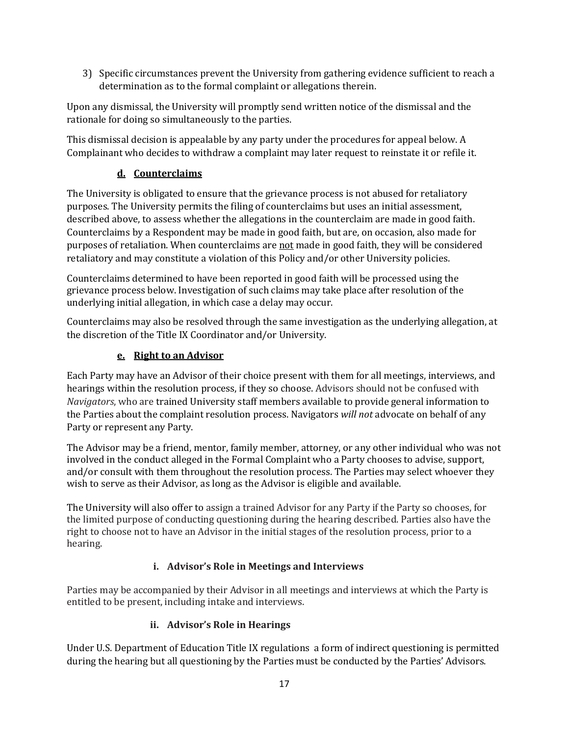3) Specific circumstances prevent the University from gathering evidence sufficient to reach a determination as to the formal complaint or allegations therein.

Upon any dismissal, the University will promptly send written notice of the dismissal and the rationale for doing so simultaneously to the parties.

This dismissal decision is appealable by any party under the procedures for appeal below. A Complainant who decides to withdraw a complaint may later request to reinstate it or refile it.

#### d. Counterclaims

The University is obligated to ensure that the grievance process is not abused for retaliatory purposes. The University permits the filing of counterclaims but uses an initial assessment, described above, to assess whether the allegations in the counterclaim are made in good faith. Counterclaims by a Respondent may be made in good faith, but are, on occasion, also made for purposes of retaliation. When counterclaims are not made in good faith, they will be considered retaliatory and may constitute a violation of this Policy and/or other University policies.

Counterclaims determined to have been reported in good faith will be processed using the grievance process below. Investigation of such claims may take place after resolution of the underlying initial allegation, in which case a delay may occur.

Counterclaims may also be resolved through the same investigation as the underlying allegation, at the discretion of the Title IX Coordinator and/or University.

#### e. Right to an Advisor

Each Party may have an Advisor of their choice present with them for all meetings, interviews, and hearings within the resolution process, if they so choose. Advisors should not be confused with *Navigators*, who are trained University staff members available to provide general information to the Parties about the complaint resolution process. Navigators *will not* advocate on behalf of any Party or represent any Party.

The Advisor may be a friend, mentor, family member, attorney, or any other individual who was not involved in the conduct alleged in the Formal Complaint who a Party chooses to advise, support, and/or consult with them throughout the resolution process. The Parties may select whoever they wish to serve as their Advisor, as long as the Advisor is eligible and available.

The University will also offer to assign a trained Advisor for any Party if the Party so chooses, for the limited purpose of conducting questioning during the hearing described. Parties also have the right to choose not to have an Advisor in the initial stages of the resolution process, prior to a hearing.

##### i. Advisor's Role in Meetings and Interviews

Parties may be accompanied by their Advisor in all meetings and interviews at which the Party is entitled to be present, including intake and interviews.

##### ii. Advisor's Role in Hearings

Under U.S. Department of Education Title IX regulations a form of indirect questioning is permitted during the hearing but all questioning by the Parties must be conducted by the Parties' Advisors.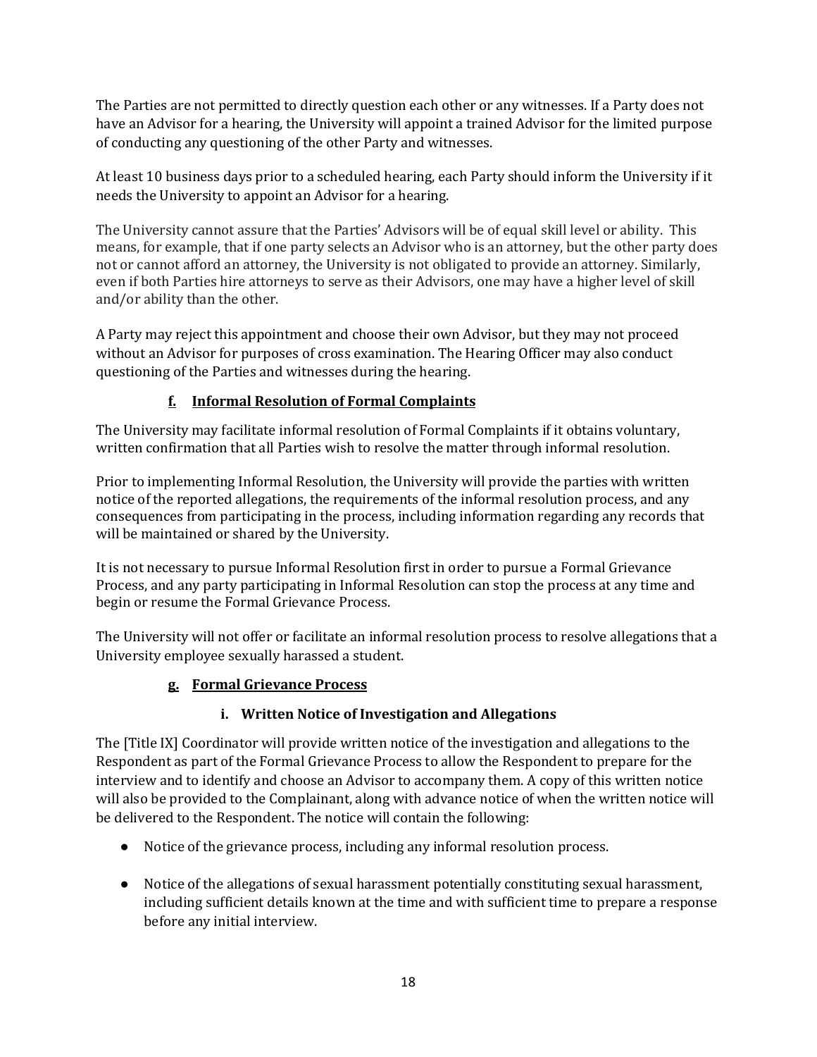The Parties are not permitted to directly question each other or any witnesses. If a Party does not have an Advisor for a hearing, the University will appoint a trained Advisor for the limited purpose of conducting any questioning of the other Party and witnesses.

At least 10 business days prior to a scheduled hearing, each Party should inform the University if it needs the University to appoint an Advisor for a hearing.

The University cannot assure that the Parties' Advisors will be of equal skill level or ability. This means, for example, that if one party selects an Advisor who is an attorney, but the other party does not or cannot afford an attorney, the University is not obligated to provide an attorney. Similarly, even if both Parties hire attorneys to serve as their Advisors, one may have a higher level of skill and/or ability than the other.

A Party may reject this appointment and choose their own Advisor, but they may not proceed without an Advisor for purposes of cross examination. The Hearing Officer may also conduct questioning of the Parties and witnesses during the hearing.

### f. Informal Resolution of Formal Complaints

The University may facilitate informal resolution of Formal Complaints if it obtains voluntary, written confirmation that all Parties wish to resolve the matter through informal resolution.

Prior to implementing Informal Resolution, the University will provide the parties with written notice of the reported allegations, the requirements of the informal resolution process, and any consequences from participating in the process, including information regarding any records that will be maintained or shared by the University.

It is not necessary to pursue Informal Resolution first in order to pursue a Formal Grievance Process, and any party participating in Informal Resolution can stop the process at any time and begin or resume the Formal Grievance Process.

The University will not offer or facilitate an informal resolution process to resolve allegations that a University employee sexually harassed a student.

### g. Formal Grievance Process

#### i. Written Notice of Investigation and Allegations

The [Title IX] Coordinator will provide written notice of the investigation and allegations to the Respondent as part of the Formal Grievance Process to allow the Respondent to prepare for the interview and to identify and choose an Advisor to accompany them. A copy of this written notice will also be provided to the Complainant, along with advance notice of when the written notice will be delivered to the Respondent. The notice will contain the following:

- Notice of the grievance process, including any informal resolution process.
- Notice of the allegations of sexual harassment potentially constituting sexual harassment, including sufficient details known at the time and with sufficient time to prepare a response before any initial interview.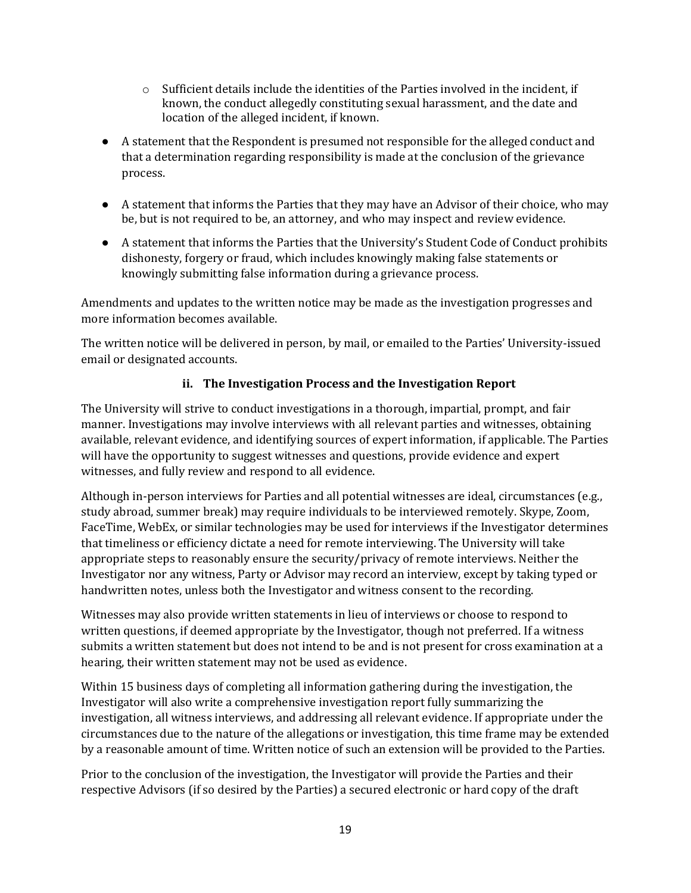- Sufficient details include the identities of the Parties involved in the incident, if known, the conduct allegedly constituting sexual harassment, and the date and location of the alleged incident, if known.

- A statement that the Respondent is presumed not responsible for the alleged conduct and that a determination regarding responsibility is made at the conclusion of the grievance process.

- A statement that informs the Parties that they may have an Advisor of their choice, who may be, but is not required to be, an attorney, and who may inspect and review evidence.

- A statement that informs the Parties that the University's Student Code of Conduct prohibits dishonesty, forgery or fraud, which includes knowingly making false statements or knowingly submitting false information during a grievance process.

Amendments and updates to the written notice may be made as the investigation progresses and more information becomes available.

The written notice will be delivered in person, by mail, or emailed to the Parties' University-issued email or designated accounts.

**ii. The Investigation Process and the Investigation Report**

The University will strive to conduct investigations in a thorough, impartial, prompt, and fair manner. Investigations may involve interviews with all relevant parties and witnesses, obtaining available, relevant evidence, and identifying sources of expert information, if applicable. The Parties will have the opportunity to suggest witnesses and questions, provide evidence and expert witnesses, and fully review and respond to all evidence.

Although in-person interviews for Parties and all potential witnesses are ideal, circumstances (e.g., study abroad, summer break) may require individuals to be interviewed remotely. Skype, Zoom, FaceTime, WebEx, or similar technologies may be used for interviews if the Investigator determines that timeliness or efficiency dictate a need for remote interviewing. The University will take appropriate steps to reasonably ensure the security/privacy of remote interviews. Neither the Investigator nor any witness, Party or Advisor may record an interview, except by taking typed or handwritten notes, unless both the Investigator and witness consent to the recording.

Witnesses may also provide written statements in lieu of interviews or choose to respond to written questions, if deemed appropriate by the Investigator, though not preferred. If a witness submits a written statement but does not intend to be and is not present for cross examination at a hearing, their written statement may not be used as evidence.

Within 15 business days of completing all information gathering during the investigation, the Investigator will also write a comprehensive investigation report fully summarizing the investigation, all witness interviews, and addressing all relevant evidence. If appropriate under the circumstances due to the nature of the allegations or investigation, this time frame may be extended by a reasonable amount of time. Written notice of such an extension will be provided to the Parties.

Prior to the conclusion of the investigation, the Investigator will provide the Parties and their respective Advisors (if so desired by the Parties) a secured electronic or hard copy of the draft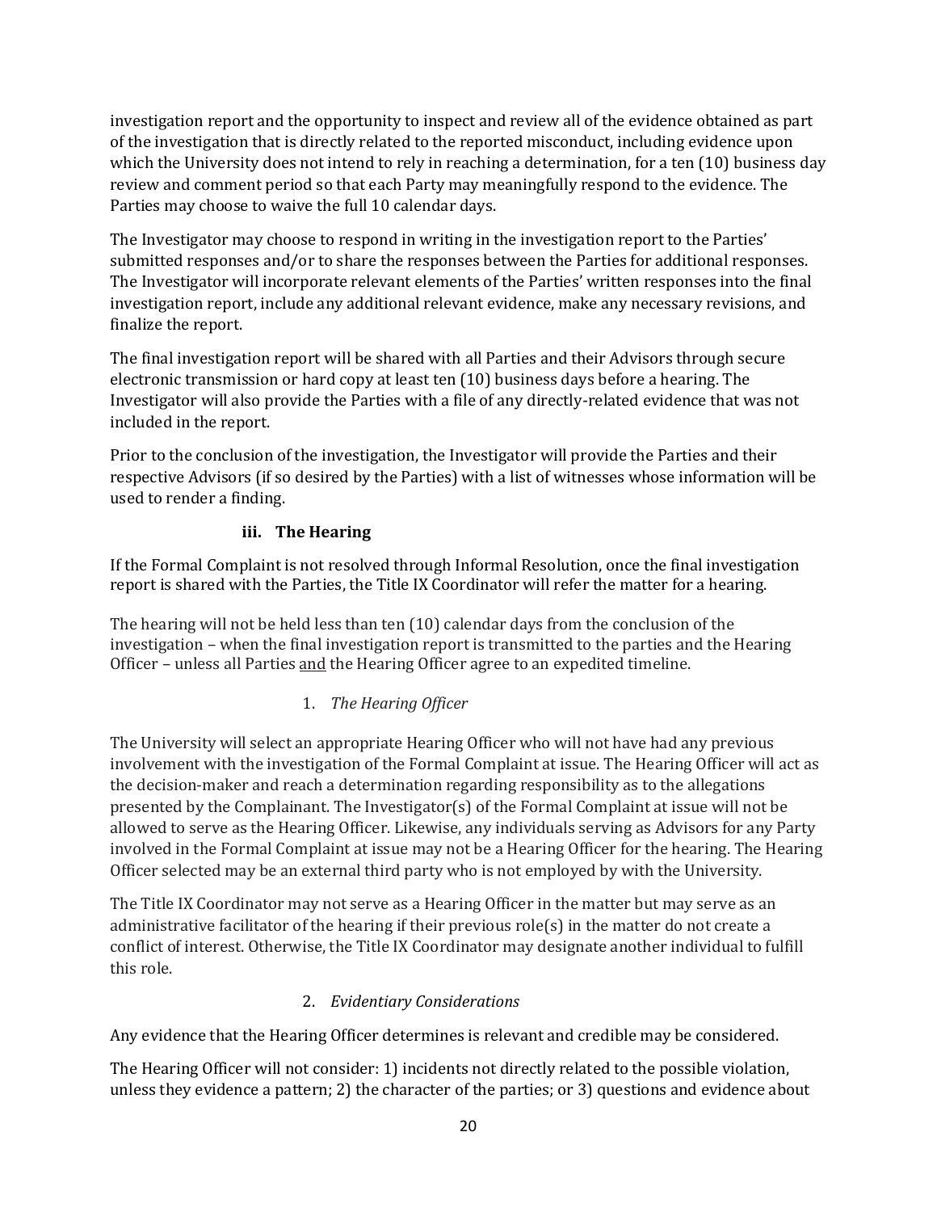investigation report and the opportunity to inspect and review all of the evidence obtained as part of the investigation that is directly related to the reported misconduct, including evidence upon which the University does not intend to rely in reaching a determination, for a ten (10) business day review and comment period so that each Party may meaningfully respond to the evidence. The Parties may choose to waive the full 10 calendar days.

The Investigator may choose to respond in writing in the investigation report to the Parties' submitted responses and/or to share the responses between the Parties for additional responses. The Investigator will incorporate relevant elements of the Parties' written responses into the final investigation report, include any additional relevant evidence, make any necessary revisions, and finalize the report.

The final investigation report will be shared with all Parties and their Advisors through secure electronic transmission or hard copy at least ten (10) business days before a hearing. The Investigator will also provide the Parties with a file of any directly-related evidence that was not included in the report.

Prior to the conclusion of the investigation, the Investigator will provide the Parties and their respective Advisors (if so desired by the Parties) with a list of witnesses whose information will be used to render a finding.

#### iii. The Hearing

If the Formal Complaint is not resolved through Informal Resolution, once the final investigation report is shared with the Parties, the Title IX Coordinator will refer the matter for a hearing.

The hearing will not be held less than ten (10) calendar days from the conclusion of the investigation – when the final investigation report is transmitted to the parties and the Hearing Officer – unless all Parties <u>and</u> the Hearing Officer agree to an expedited timeline.

##### 1. *The Hearing Officer*

The University will select an appropriate Hearing Officer who will not have had any previous involvement with the investigation of the Formal Complaint at issue. The Hearing Officer will act as the decision-maker and reach a determination regarding responsibility as to the allegations presented by the Complainant. The Investigator(s) of the Formal Complaint at issue will not be allowed to serve as the Hearing Officer. Likewise, any individuals serving as Advisors for any Party involved in the Formal Complaint at issue may not be a Hearing Officer for the hearing. The Hearing Officer selected may be an external third party who is not employed by with the University.

The Title IX Coordinator may not serve as a Hearing Officer in the matter but may serve as an administrative facilitator of the hearing if their previous role(s) in the matter do not create a conflict of interest. Otherwise, the Title IX Coordinator may designate another individual to fulfill this role.

##### 2. *Evidentiary Considerations*

Any evidence that the Hearing Officer determines is relevant and credible may be considered.

The Hearing Officer will not consider: 1) incidents not directly related to the possible violation, unless they evidence a pattern; 2) the character of the parties; or 3) questions and evidence about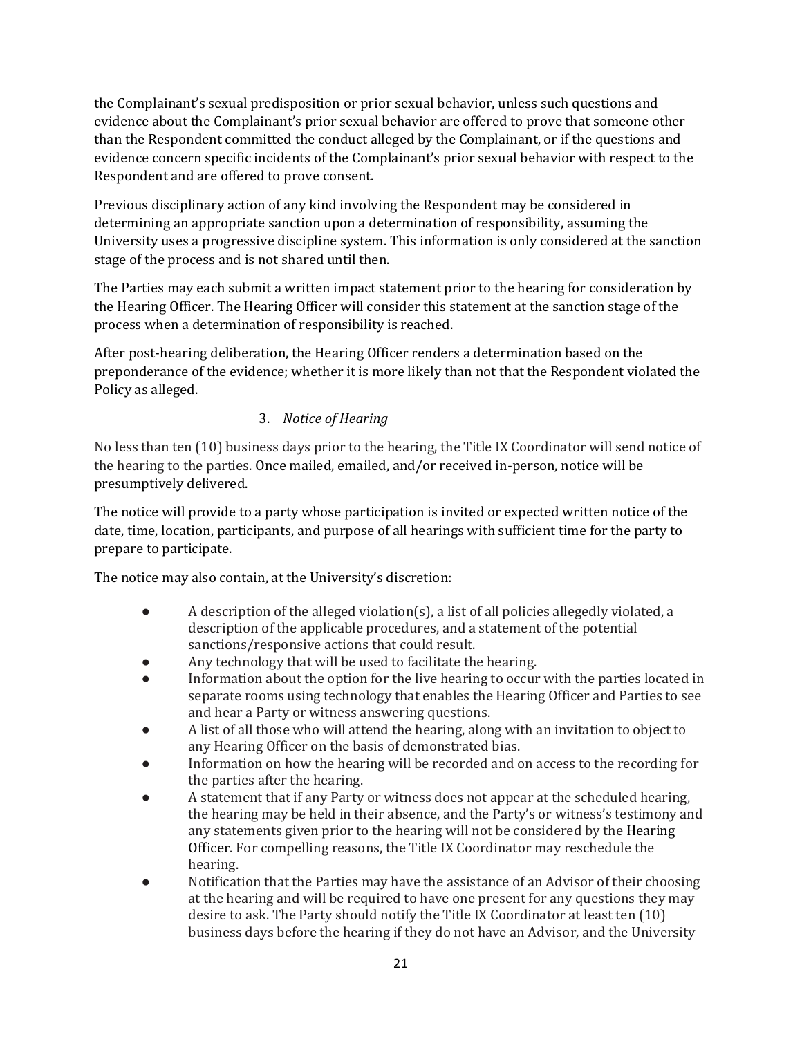the Complainant's sexual predisposition or prior sexual behavior, unless such questions and evidence about the Complainant's prior sexual behavior are offered to prove that someone other than the Respondent committed the conduct alleged by the Complainant, or if the questions and evidence concern specific incidents of the Complainant's prior sexual behavior with respect to the Respondent and are offered to prove consent.

Previous disciplinary action of any kind involving the Respondent may be considered in determining an appropriate sanction upon a determination of responsibility, assuming the University uses a progressive discipline system. This information is only considered at the sanction stage of the process and is not shared until then.

The Parties may each submit a written impact statement prior to the hearing for consideration by the Hearing Officer. The Hearing Officer will consider this statement at the sanction stage of the process when a determination of responsibility is reached.

After post-hearing deliberation, the Hearing Officer renders a determination based on the preponderance of the evidence; whether it is more likely than not that the Respondent violated the Policy as alleged.

3. *Notice of Hearing*

No less than ten (10) business days prior to the hearing, the Title IX Coordinator will send notice of the hearing to the parties. Once mailed, emailed, and/or received in-person, notice will be presumptively delivered.

The notice will provide to a party whose participation is invited or expected written notice of the date, time, location, participants, and purpose of all hearings with sufficient time for the party to prepare to participate.

The notice may also contain, at the University's discretion:

- A description of the alleged violation(s), a list of all policies allegedly violated, a description of the applicable procedures, and a statement of the potential sanctions/responsive actions that could result.
- Any technology that will be used to facilitate the hearing.
- Information about the option for the live hearing to occur with the parties located in separate rooms using technology that enables the Hearing Officer and Parties to see and hear a Party or witness answering questions.
- A list of all those who will attend the hearing, along with an invitation to object to any Hearing Officer on the basis of demonstrated bias.
- Information on how the hearing will be recorded and on access to the recording for the parties after the hearing.
- A statement that if any Party or witness does not appear at the scheduled hearing, the hearing may be held in their absence, and the Party's or witness's testimony and any statements given prior to the hearing will not be considered by the Hearing Officer. For compelling reasons, the Title IX Coordinator may reschedule the hearing.
- Notification that the Parties may have the assistance of an Advisor of their choosing at the hearing and will be required to have one present for any questions they may desire to ask. The Party should notify the Title IX Coordinator at least ten (10) business days before the hearing if they do not have an Advisor, and the University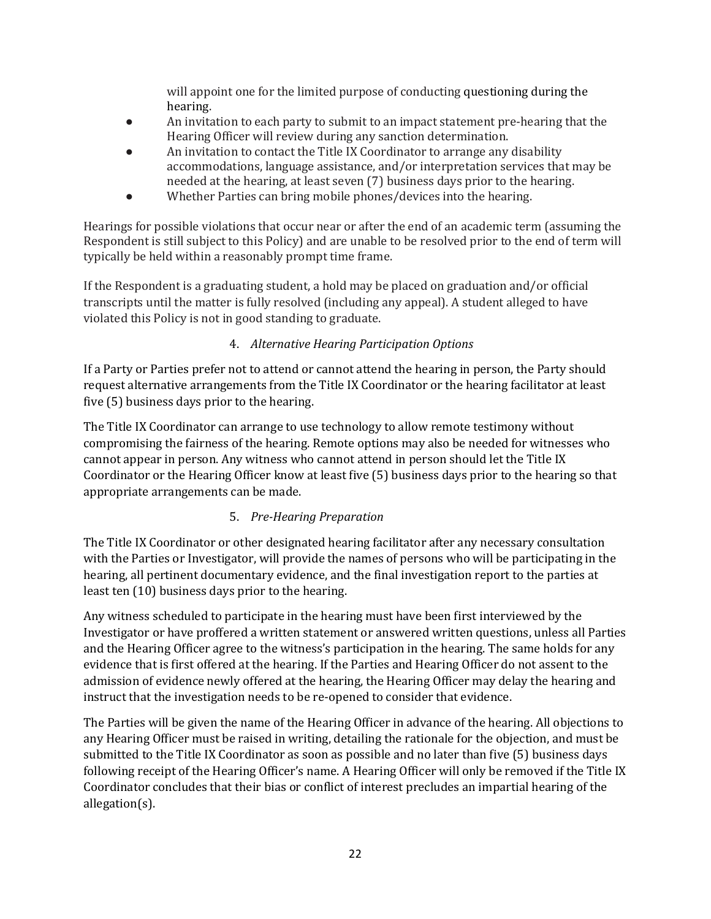will appoint one for the limited purpose of conducting questioning during the hearing.

- An invitation to each party to submit to an impact statement pre-hearing that the Hearing Officer will review during any sanction determination.
- An invitation to contact the Title IX Coordinator to arrange any disability accommodations, language assistance, and/or interpretation services that may be needed at the hearing, at least seven (7) business days prior to the hearing.
- Whether Parties can bring mobile phones/devices into the hearing.

Hearings for possible violations that occur near or after the end of an academic term (assuming the Respondent is still subject to this Policy) and are unable to be resolved prior to the end of term will typically be held within a reasonably prompt time frame.

If the Respondent is a graduating student, a hold may be placed on graduation and/or official transcripts until the matter is fully resolved (including any appeal). A student alleged to have violated this Policy is not in good standing to graduate.

4. *Alternative Hearing Participation Options*

If a Party or Parties prefer not to attend or cannot attend the hearing in person, the Party should request alternative arrangements from the Title IX Coordinator or the hearing facilitator at least five (5) business days prior to the hearing.

The Title IX Coordinator can arrange to use technology to allow remote testimony without compromising the fairness of the hearing. Remote options may also be needed for witnesses who cannot appear in person. Any witness who cannot attend in person should let the Title IX Coordinator or the Hearing Officer know at least five (5) business days prior to the hearing so that appropriate arrangements can be made.

5. *Pre-Hearing Preparation*

The Title IX Coordinator or other designated hearing facilitator after any necessary consultation with the Parties or Investigator, will provide the names of persons who will be participating in the hearing, all pertinent documentary evidence, and the final investigation report to the parties at least ten (10) business days prior to the hearing.

Any witness scheduled to participate in the hearing must have been first interviewed by the Investigator or have proffered a written statement or answered written questions, unless all Parties and the Hearing Officer agree to the witness's participation in the hearing. The same holds for any evidence that is first offered at the hearing. If the Parties and Hearing Officer do not assent to the admission of evidence newly offered at the hearing, the Hearing Officer may delay the hearing and instruct that the investigation needs to be re-opened to consider that evidence.

The Parties will be given the name of the Hearing Officer in advance of the hearing. All objections to any Hearing Officer must be raised in writing, detailing the rationale for the objection, and must be submitted to the Title IX Coordinator as soon as possible and no later than five (5) business days following receipt of the Hearing Officer's name. A Hearing Officer will only be removed if the Title IX Coordinator concludes that their bias or conflict of interest precludes an impartial hearing of the allegation(s).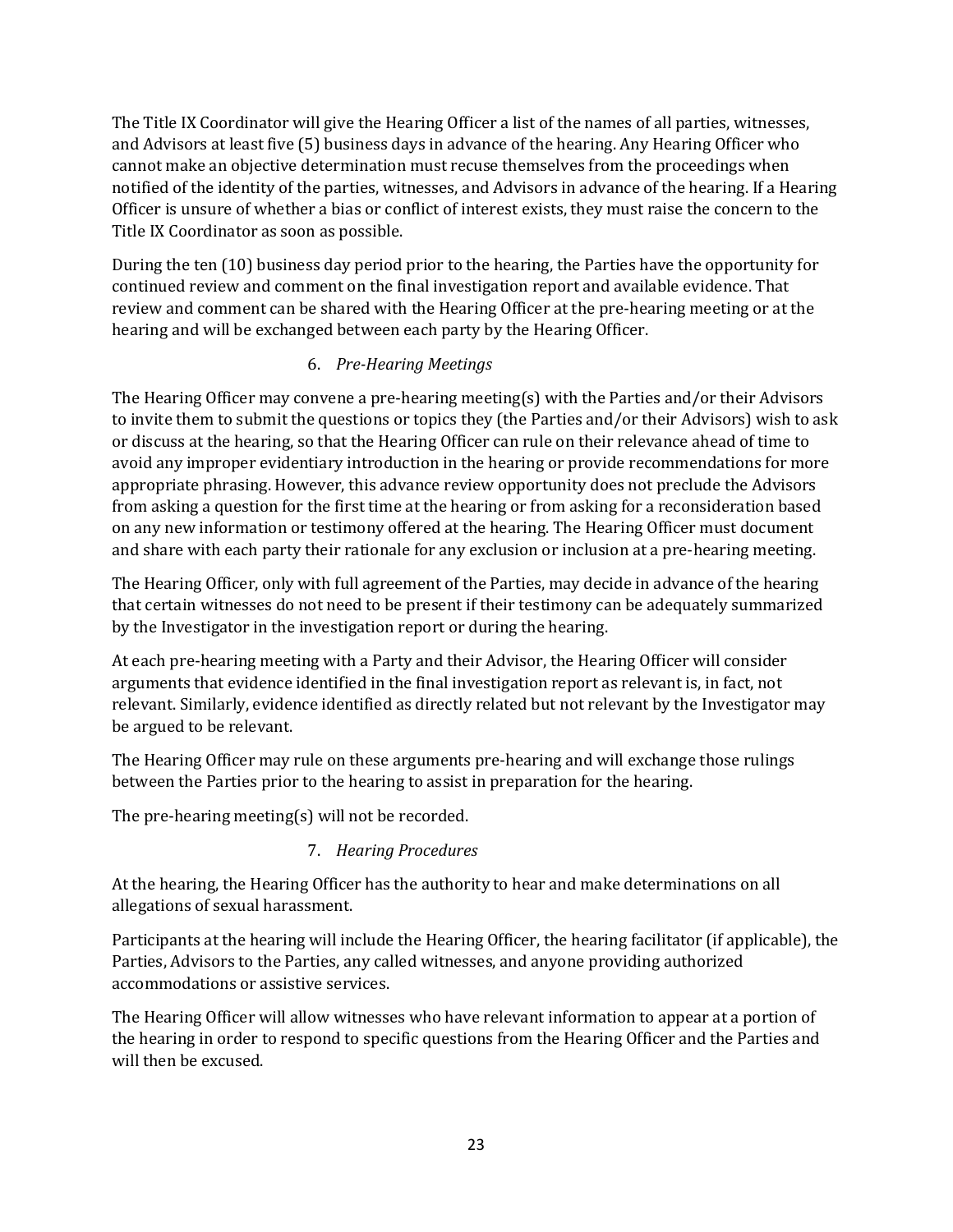The Title IX Coordinator will give the Hearing Officer a list of the names of all parties, witnesses, and Advisors at least five (5) business days in advance of the hearing. Any Hearing Officer who cannot make an objective determination must recuse themselves from the proceedings when notified of the identity of the parties, witnesses, and Advisors in advance of the hearing. If a Hearing Officer is unsure of whether a bias or conflict of interest exists, they must raise the concern to the Title IX Coordinator as soon as possible.

During the ten (10) business day period prior to the hearing, the Parties have the opportunity for continued review and comment on the final investigation report and available evidence. That review and comment can be shared with the Hearing Officer at the pre-hearing meeting or at the hearing and will be exchanged between each party by the Hearing Officer.

### 6. *Pre-Hearing Meetings*

The Hearing Officer may convene a pre-hearing meeting(s) with the Parties and/or their Advisors to invite them to submit the questions or topics they (the Parties and/or their Advisors) wish to ask or discuss at the hearing, so that the Hearing Officer can rule on their relevance ahead of time to avoid any improper evidentiary introduction in the hearing or provide recommendations for more appropriate phrasing. However, this advance review opportunity does not preclude the Advisors from asking a question for the first time at the hearing or from asking for a reconsideration based on any new information or testimony offered at the hearing. The Hearing Officer must document and share with each party their rationale for any exclusion or inclusion at a pre-hearing meeting.

The Hearing Officer, only with full agreement of the Parties, may decide in advance of the hearing that certain witnesses do not need to be present if their testimony can be adequately summarized by the Investigator in the investigation report or during the hearing.

At each pre-hearing meeting with a Party and their Advisor, the Hearing Officer will consider arguments that evidence identified in the final investigation report as relevant is, in fact, not relevant. Similarly, evidence identified as directly related but not relevant by the Investigator may be argued to be relevant.

The Hearing Officer may rule on these arguments pre-hearing and will exchange those rulings between the Parties prior to the hearing to assist in preparation for the hearing.

The pre-hearing meeting(s) will not be recorded.

### 7. *Hearing Procedures*

At the hearing, the Hearing Officer has the authority to hear and make determinations on all allegations of sexual harassment.

Participants at the hearing will include the Hearing Officer, the hearing facilitator (if applicable), the Parties, Advisors to the Parties, any called witnesses, and anyone providing authorized accommodations or assistive services.

The Hearing Officer will allow witnesses who have relevant information to appear at a portion of the hearing in order to respond to specific questions from the Hearing Officer and the Parties and will then be excused.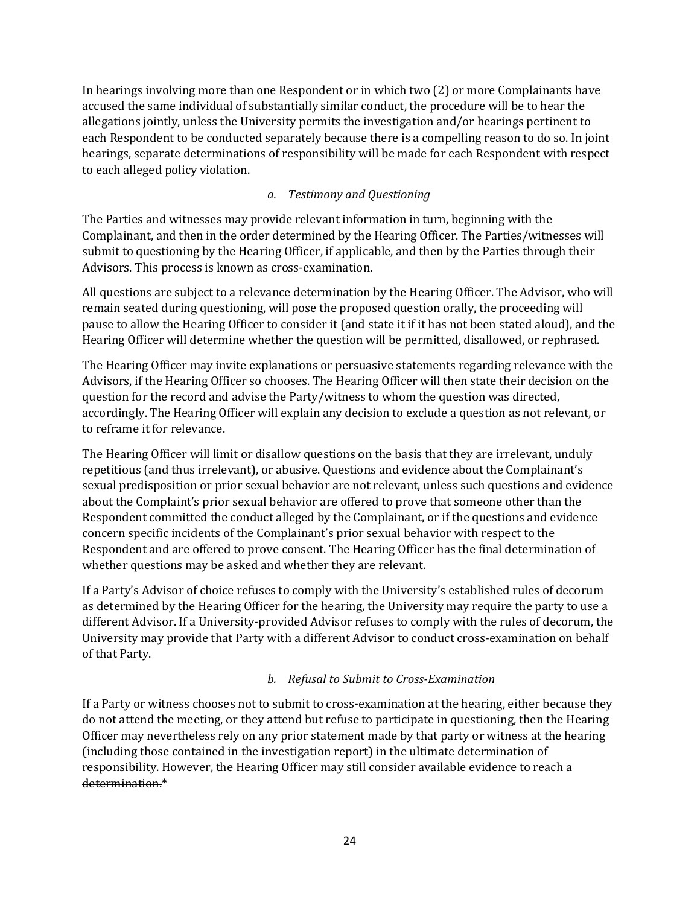In hearings involving more than one Respondent or in which two (2) or more Complainants have accused the same individual of substantially similar conduct, the procedure will be to hear the allegations jointly, unless the University permits the investigation and/or hearings pertinent to each Respondent to be conducted separately because there is a compelling reason to do so. In joint hearings, separate determinations of responsibility will be made for each Respondent with respect to each alleged policy violation.

*a. Testimony and Questioning*

The Parties and witnesses may provide relevant information in turn, beginning with the Complainant, and then in the order determined by the Hearing Officer. The Parties/witnesses will submit to questioning by the Hearing Officer, if applicable, and then by the Parties through their Advisors. This process is known as cross-examination.

All questions are subject to a relevance determination by the Hearing Officer. The Advisor, who will remain seated during questioning, will pose the proposed question orally, the proceeding will pause to allow the Hearing Officer to consider it (and state it if it has not been stated aloud), and the Hearing Officer will determine whether the question will be permitted, disallowed, or rephrased.

The Hearing Officer may invite explanations or persuasive statements regarding relevance with the Advisors, if the Hearing Officer so chooses. The Hearing Officer will then state their decision on the question for the record and advise the Party/witness to whom the question was directed, accordingly. The Hearing Officer will explain any decision to exclude a question as not relevant, or to reframe it for relevance.

The Hearing Officer will limit or disallow questions on the basis that they are irrelevant, unduly repetitious (and thus irrelevant), or abusive. Questions and evidence about the Complainant's sexual predisposition or prior sexual behavior are not relevant, unless such questions and evidence about the Complaint's prior sexual behavior are offered to prove that someone other than the Respondent committed the conduct alleged by the Complainant, or if the questions and evidence concern specific incidents of the Complainant's prior sexual behavior with respect to the Respondent and are offered to prove consent. The Hearing Officer has the final determination of whether questions may be asked and whether they are relevant.

If a Party's Advisor of choice refuses to comply with the University's established rules of decorum as determined by the Hearing Officer for the hearing, the University may require the party to use a different Advisor. If a University-provided Advisor refuses to comply with the rules of decorum, the University may provide that Party with a different Advisor to conduct cross-examination on behalf of that Party.

*b. Refusal to Submit to Cross-Examination*

If a Party or witness chooses not to submit to cross-examination at the hearing, either because they do not attend the meeting, or they attend but refuse to participate in questioning, then the Hearing Officer may nevertheless rely on any prior statement made by that party or witness at the hearing (including those contained in the investigation report) in the ultimate determination of responsibility. ~~However, the Hearing Officer may still consider available evidence to reach a determination.~~*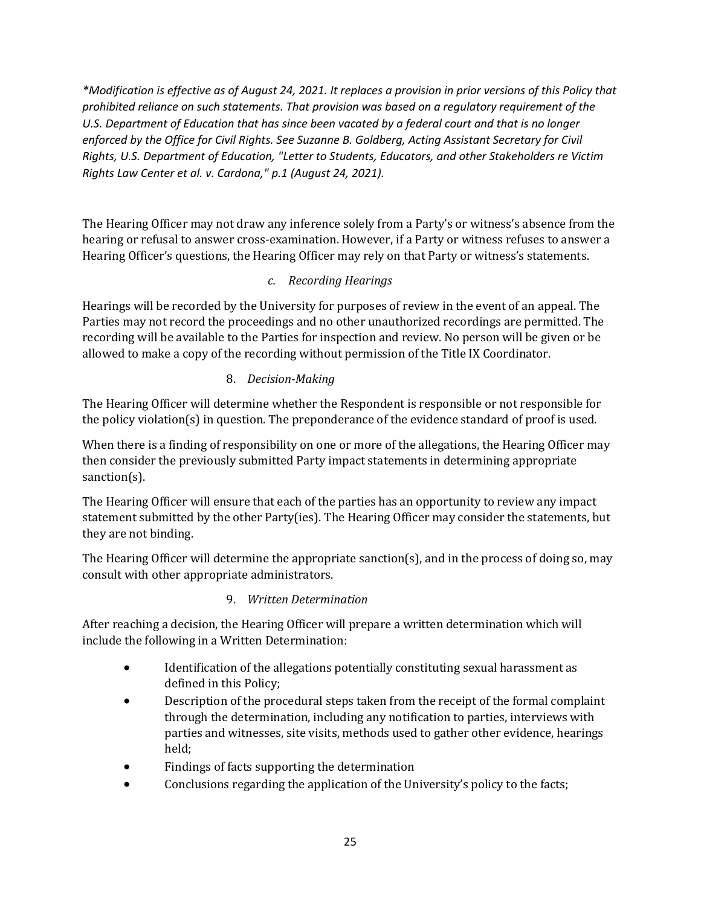*\*Modification is effective as of August 24, 2021. It replaces a provision in prior versions of this Policy that prohibited reliance on such statements. That provision was based on a regulatory requirement of the U.S. Department of Education that has since been vacated by a federal court and that is no longer enforced by the Office for Civil Rights. See Suzanne B. Goldberg, Acting Assistant Secretary for Civil Rights, U.S. Department of Education, "Letter to Students, Educators, and other Stakeholders re Victim Rights Law Center et al. v. Cardona," p.1 (August 24, 2021).*

The Hearing Officer may not draw any inference solely from a Party's or witness's absence from the hearing or refusal to answer cross-examination. However, if a Party or witness refuses to answer a Hearing Officer's questions, the Hearing Officer may rely on that Party or witness's statements.

##### c. *Recording Hearings*

Hearings will be recorded by the University for purposes of review in the event of an appeal. The Parties may not record the proceedings and no other unauthorized recordings are permitted. The recording will be available to the Parties for inspection and review. No person will be given or be allowed to make a copy of the recording without permission of the Title IX Coordinator.

#### 8. *Decision-Making*

The Hearing Officer will determine whether the Respondent is responsible or not responsible for the policy violation(s) in question. The preponderance of the evidence standard of proof is used.

When there is a finding of responsibility on one or more of the allegations, the Hearing Officer may then consider the previously submitted Party impact statements in determining appropriate sanction(s).

The Hearing Officer will ensure that each of the parties has an opportunity to review any impact statement submitted by the other Party(ies). The Hearing Officer may consider the statements, but they are not binding.

The Hearing Officer will determine the appropriate sanction(s), and in the process of doing so, may consult with other appropriate administrators.

#### 9. *Written Determination*

After reaching a decision, the Hearing Officer will prepare a written determination which will include the following in a Written Determination:

- Identification of the allegations potentially constituting sexual harassment as defined in this Policy;
- Description of the procedural steps taken from the receipt of the formal complaint through the determination, including any notification to parties, interviews with parties and witnesses, site visits, methods used to gather other evidence, hearings held;
- Findings of facts supporting the determination
- Conclusions regarding the application of the University's policy to the facts;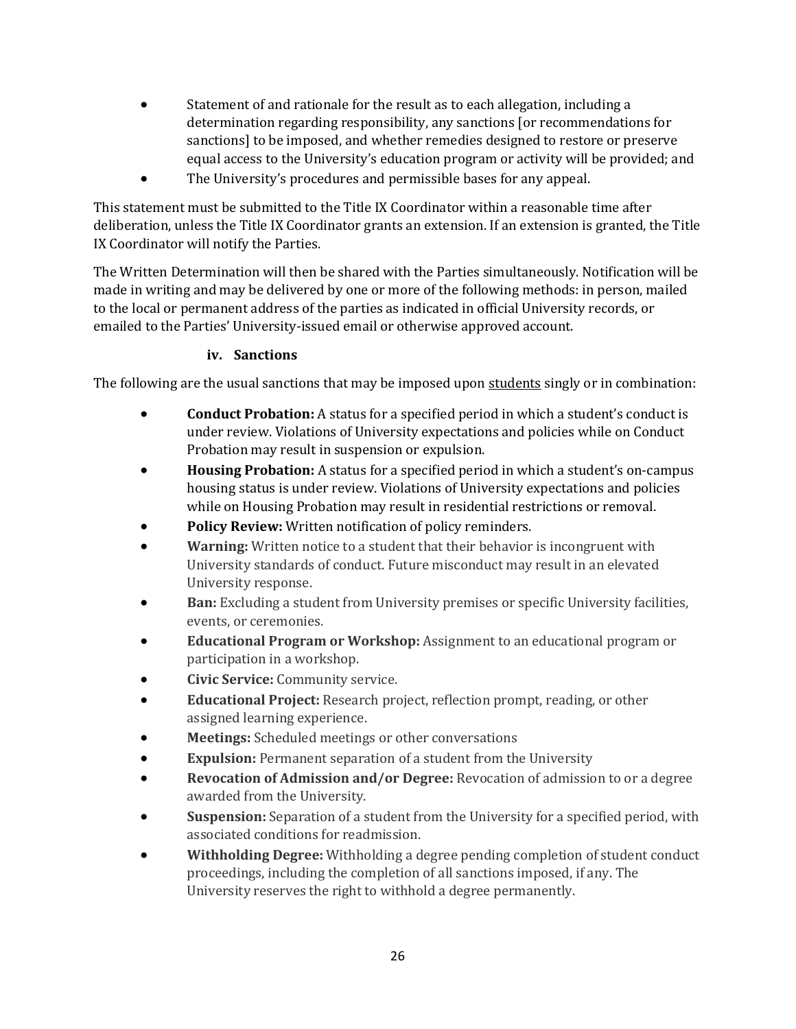- Statement of and rationale for the result as to each allegation, including a determination regarding responsibility, any sanctions [or recommendations for sanctions] to be imposed, and whether remedies designed to restore or preserve equal access to the University's education program or activity will be provided; and
- The University's procedures and permissible bases for any appeal.

This statement must be submitted to the Title IX Coordinator within a reasonable time after deliberation, unless the Title IX Coordinator grants an extension. If an extension is granted, the Title IX Coordinator will notify the Parties.

The Written Determination will then be shared with the Parties simultaneously. Notification will be made in writing and may be delivered by one or more of the following methods: in person, mailed to the local or permanent address of the parties as indicated in official University records, or emailed to the Parties' University-issued email or otherwise approved account.

#### iv. Sanctions

The following are the usual sanctions that may be imposed upon <u>students</u> singly or in combination:

- **Conduct Probation:** A status for a specified period in which a student's conduct is under review. Violations of University expectations and policies while on Conduct Probation may result in suspension or expulsion.
- **Housing Probation:** A status for a specified period in which a student's on-campus housing status is under review. Violations of University expectations and policies while on Housing Probation may result in residential restrictions or removal.
- **Policy Review:** Written notification of policy reminders.
- **Warning:** Written notice to a student that their behavior is incongruent with University standards of conduct. Future misconduct may result in an elevated University response.
- **Ban:** Excluding a student from University premises or specific University facilities, events, or ceremonies.
- **Educational Program or Workshop:** Assignment to an educational program or participation in a workshop.
- **Civic Service:** Community service.
- **Educational Project:** Research project, reflection prompt, reading, or other assigned learning experience.
- **Meetings:** Scheduled meetings or other conversations
- **Expulsion:** Permanent separation of a student from the University
- **Revocation of Admission and/or Degree:** Revocation of admission to or a degree awarded from the University.
- **Suspension:** Separation of a student from the University for a specified period, with associated conditions for readmission.
- **Withholding Degree:** Withholding a degree pending completion of student conduct proceedings, including the completion of all sanctions imposed, if any. The University reserves the right to withhold a degree permanently.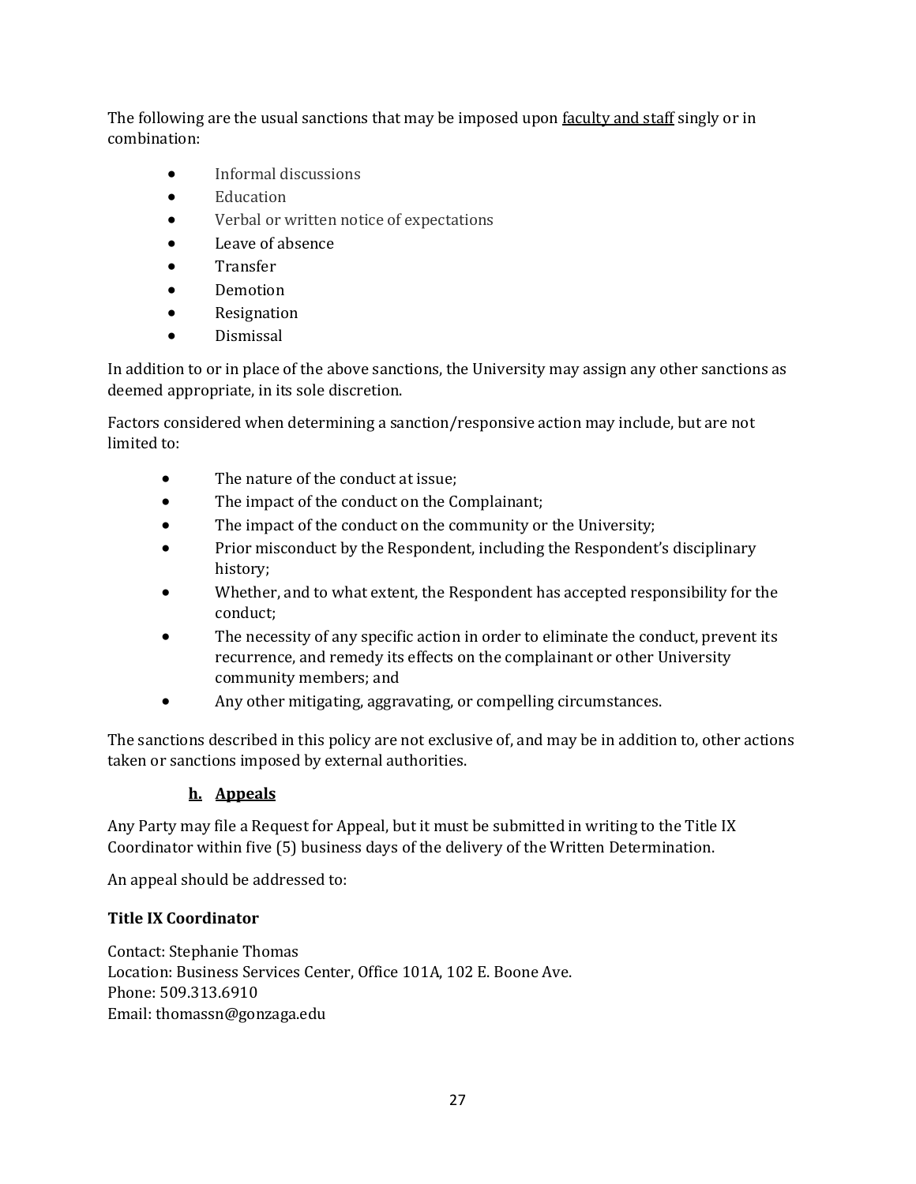The following are the usual sanctions that may be imposed upon faculty and staff singly or in combination:

- Informal discussions
- Education
- Verbal or written notice of expectations
- Leave of absence
- Transfer
- Demotion
- Resignation
- Dismissal

In addition to or in place of the above sanctions, the University may assign any other sanctions as deemed appropriate, in its sole discretion.

Factors considered when determining a sanction/responsive action may include, but are not limited to:

- The nature of the conduct at issue;
- The impact of the conduct on the Complainant;
- The impact of the conduct on the community or the University;
- Prior misconduct by the Respondent, including the Respondent's disciplinary history;
- Whether, and to what extent, the Respondent has accepted responsibility for the conduct;
- The necessity of any specific action in order to eliminate the conduct, prevent its recurrence, and remedy its effects on the complainant or other University community members; and
- Any other mitigating, aggravating, or compelling circumstances.

The sanctions described in this policy are not exclusive of, and may be in addition to, other actions taken or sanctions imposed by external authorities.

### h. Appeals

Any Party may file a Request for Appeal, but it must be submitted in writing to the Title IX Coordinator within five (5) business days of the delivery of the Written Determination.

An appeal should be addressed to:

**Title IX Coordinator**

Contact: Stephanie Thomas
Location: Business Services Center, Office 101A, 102 E. Boone Ave.
Phone: 509.313.6910
Email: thomassn@gonzaga.edu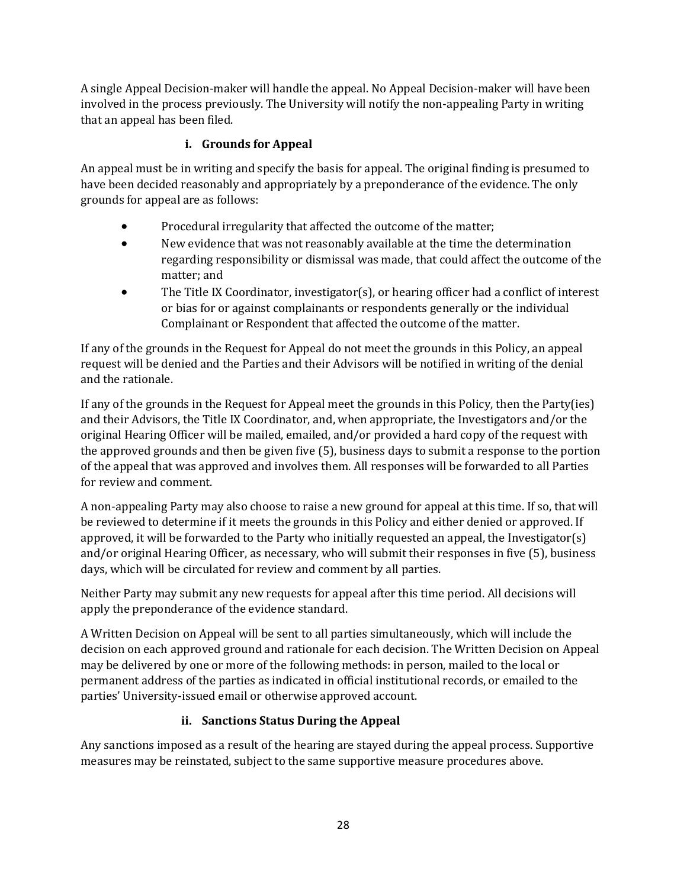A single Appeal Decision-maker will handle the appeal. No Appeal Decision-maker will have been involved in the process previously. The University will notify the non-appealing Party in writing that an appeal has been filed.

#### i. Grounds for Appeal

An appeal must be in writing and specify the basis for appeal. The original finding is presumed to have been decided reasonably and appropriately by a preponderance of the evidence. The only grounds for appeal are as follows:

- Procedural irregularity that affected the outcome of the matter;
- New evidence that was not reasonably available at the time the determination regarding responsibility or dismissal was made, that could affect the outcome of the matter; and
- The Title IX Coordinator, investigator(s), or hearing officer had a conflict of interest or bias for or against complainants or respondents generally or the individual Complainant or Respondent that affected the outcome of the matter.

If any of the grounds in the Request for Appeal do not meet the grounds in this Policy, an appeal request will be denied and the Parties and their Advisors will be notified in writing of the denial and the rationale.

If any of the grounds in the Request for Appeal meet the grounds in this Policy, then the Party(ies) and their Advisors, the Title IX Coordinator, and, when appropriate, the Investigators and/or the original Hearing Officer will be mailed, emailed, and/or provided a hard copy of the request with the approved grounds and then be given five (5), business days to submit a response to the portion of the appeal that was approved and involves them. All responses will be forwarded to all Parties for review and comment.

A non-appealing Party may also choose to raise a new ground for appeal at this time. If so, that will be reviewed to determine if it meets the grounds in this Policy and either denied or approved. If approved, it will be forwarded to the Party who initially requested an appeal, the Investigator(s) and/or original Hearing Officer, as necessary, who will submit their responses in five (5), business days, which will be circulated for review and comment by all parties.

Neither Party may submit any new requests for appeal after this time period. All decisions will apply the preponderance of the evidence standard.

A Written Decision on Appeal will be sent to all parties simultaneously, which will include the decision on each approved ground and rationale for each decision. The Written Decision on Appeal may be delivered by one or more of the following methods: in person, mailed to the local or permanent address of the parties as indicated in official institutional records, or emailed to the parties' University-issued email or otherwise approved account.

#### ii. Sanctions Status During the Appeal

Any sanctions imposed as a result of the hearing are stayed during the appeal process. Supportive measures may be reinstated, subject to the same supportive measure procedures above.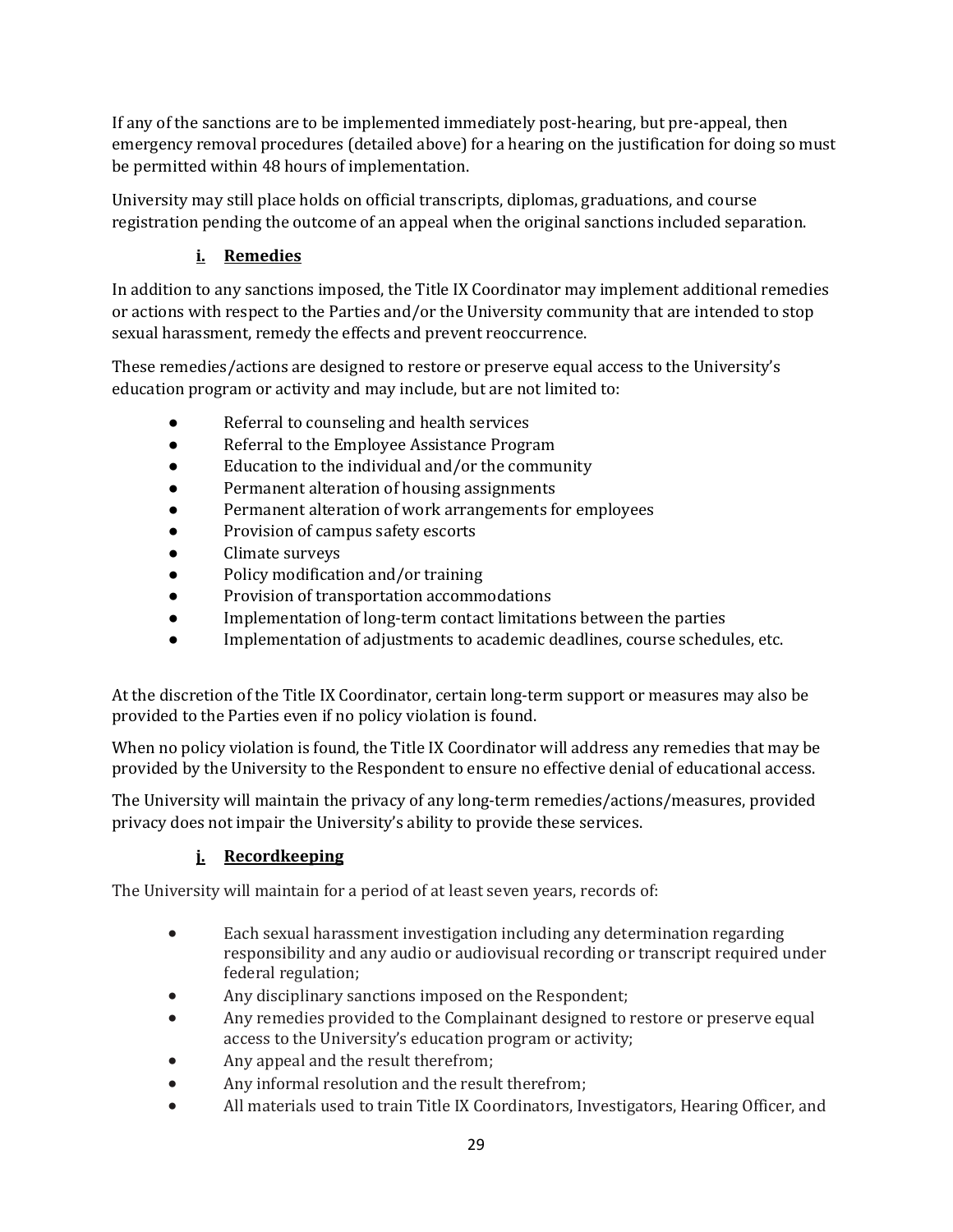If any of the sanctions are to be implemented immediately post-hearing, but pre-appeal, then emergency removal procedures (detailed above) for a hearing on the justification for doing so must be permitted within 48 hours of implementation.

University may still place holds on official transcripts, diplomas, graduations, and course registration pending the outcome of an appeal when the original sanctions included separation.

### i. Remedies

In addition to any sanctions imposed, the Title IX Coordinator may implement additional remedies or actions with respect to the Parties and/or the University community that are intended to stop sexual harassment, remedy the effects and prevent reoccurrence.

These remedies/actions are designed to restore or preserve equal access to the University's education program or activity and may include, but are not limited to:

- Referral to counseling and health services
- Referral to the Employee Assistance Program
- Education to the individual and/or the community
- Permanent alteration of housing assignments
- Permanent alteration of work arrangements for employees
- Provision of campus safety escorts
- Climate surveys
- Policy modification and/or training
- Provision of transportation accommodations
- Implementation of long-term contact limitations between the parties
- Implementation of adjustments to academic deadlines, course schedules, etc.

At the discretion of the Title IX Coordinator, certain long-term support or measures may also be provided to the Parties even if no policy violation is found.

When no policy violation is found, the Title IX Coordinator will address any remedies that may be provided by the University to the Respondent to ensure no effective denial of educational access.

The University will maintain the privacy of any long-term remedies/actions/measures, provided privacy does not impair the University's ability to provide these services.

### j. Recordkeeping

The University will maintain for a period of at least seven years, records of:

- Each sexual harassment investigation including any determination regarding responsibility and any audio or audiovisual recording or transcript required under federal regulation;
- Any disciplinary sanctions imposed on the Respondent;
- Any remedies provided to the Complainant designed to restore or preserve equal access to the University's education program or activity;
- Any appeal and the result therefrom;
- Any informal resolution and the result therefrom;
- All materials used to train Title IX Coordinators, Investigators, Hearing Officer, and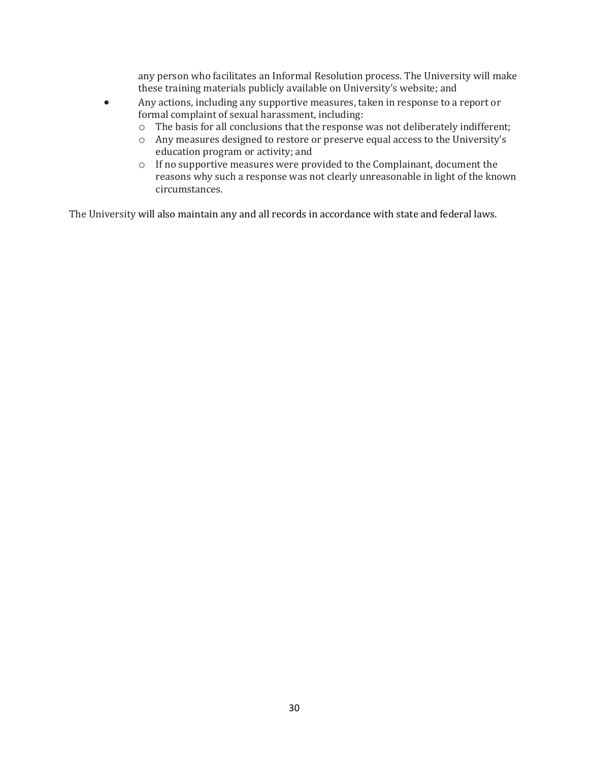any person who facilitates an Informal Resolution process. The University will make these training materials publicly available on University's website; and

- Any actions, including any supportive measures, taken in response to a report or formal complaint of sexual harassment, including:
  - The basis for all conclusions that the response was not deliberately indifferent;
  - Any measures designed to restore or preserve equal access to the University's education program or activity; and
  - If no supportive measures were provided to the Complainant, document the reasons why such a response was not clearly unreasonable in light of the known circumstances.

The University will also maintain any and all records in accordance with state and federal laws.